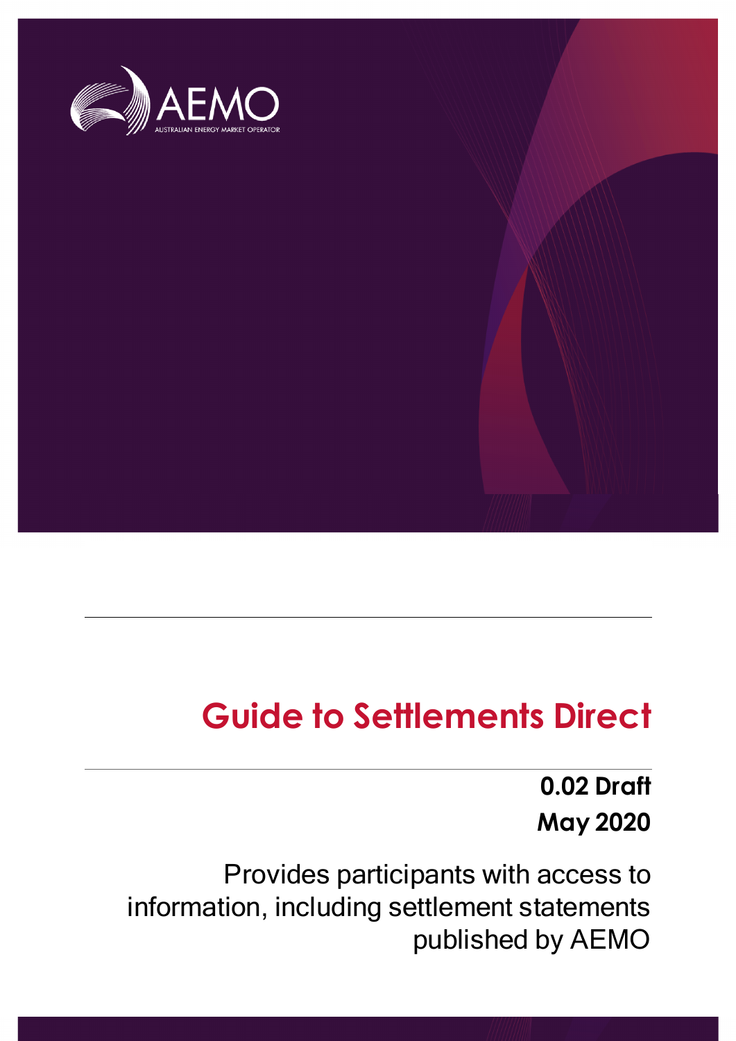# Guide to Settlements Direct

**0.02 Draft**

**May 2020**

Provides participants with access to information, including settlement statements published by AEMO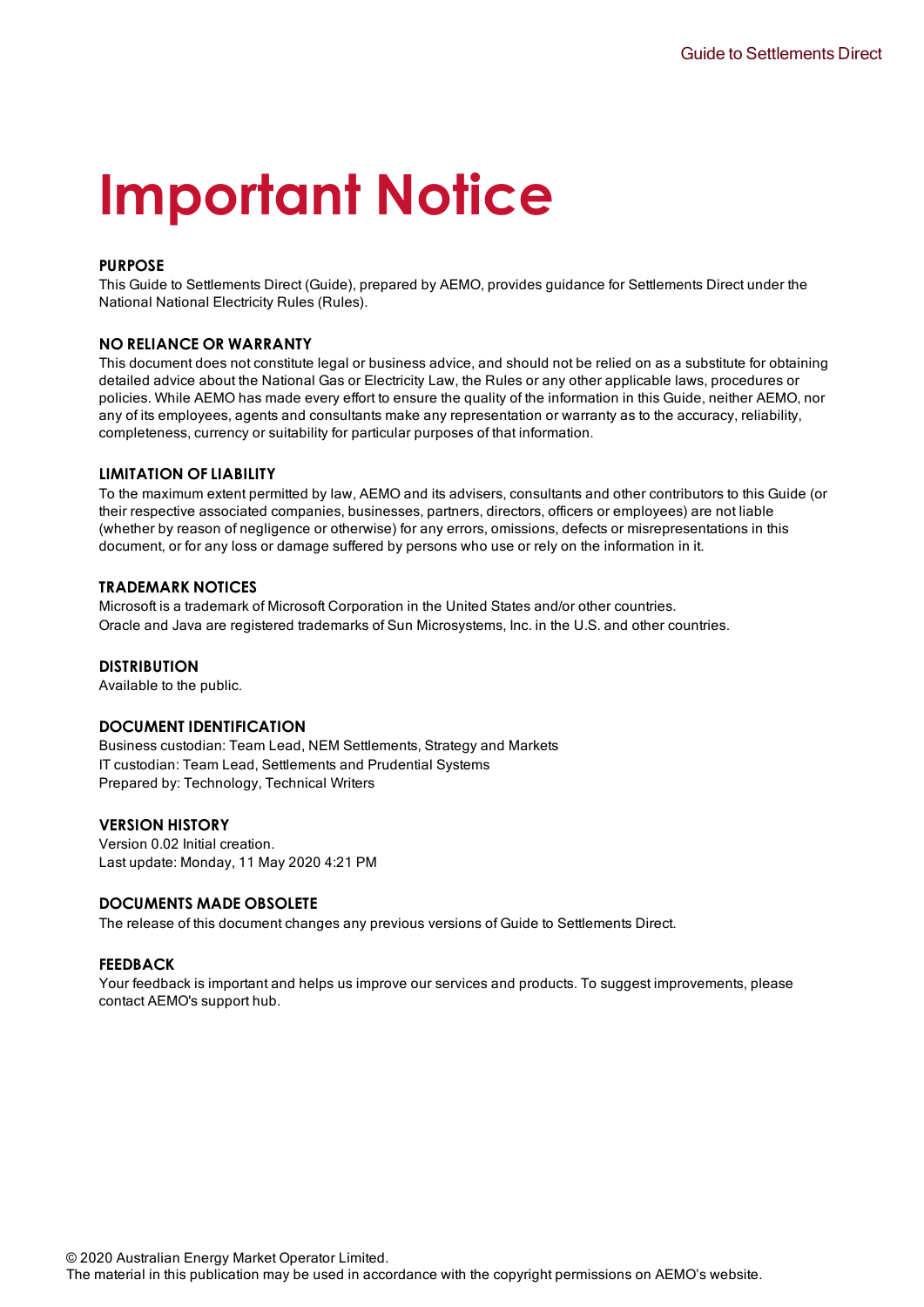# Important Notice

### PURPOSE

This Guide to Settlements Direct (Guide), prepared by AEMO, provides guidance for Settlements Direct under the National National Electricity Rules (Rules).

### NO RELIANCE OR WARRANTY

This document does not constitute legal or business advice, and should not be relied on as a substitute for obtaining detailed advice about the National Gas or Electricity Law, the Rules or any other applicable laws, procedures or policies. While AEMO has made every effort to ensure the quality of the information in this Guide, neither AEMO, nor any of its employees, agents and consultants make any representation or warranty as to the accuracy, reliability, completeness, currency or suitability for particular purposes of that information.

### LIMITATION OF LIABILITY

To the maximum extent permitted by law, AEMO and its advisers, consultants and other contributors to this Guide (or their respective associated companies, businesses, partners, directors, officers or employees) are not liable (whether by reason of negligence or otherwise) for any errors, omissions, defects or misrepresentations in this document, or for any loss or damage suffered by persons who use or rely on the information in it.

### TRADEMARK NOTICES

Microsoft is a trademark of Microsoft Corporation in the United States and/or other countries.
Oracle and Java are registered trademarks of Sun Microsystems, Inc. in the U.S. and other countries.

### DISTRIBUTION

Available to the public.

### DOCUMENT IDENTIFICATION

Business custodian: Team Lead, NEM Settlements, Strategy and Markets
IT custodian: Team Lead, Settlements and Prudential Systems
Prepared by: Technology, Technical Writers

### VERSION HISTORY

Version 0.02 Initial creation.
Last update: Monday, 11 May 2020 4:21 PM

### DOCUMENTS MADE OBSOLETE

The release of this document changes any previous versions of Guide to Settlements Direct.

### FEEDBACK

Your feedback is important and helps us improve our services and products. To suggest improvements, please contact AEMO's support hub.

© 2020 Australian Energy Market Operator Limited.
The material in this publication may be used in accordance with the copyright permissions on AEMO's website.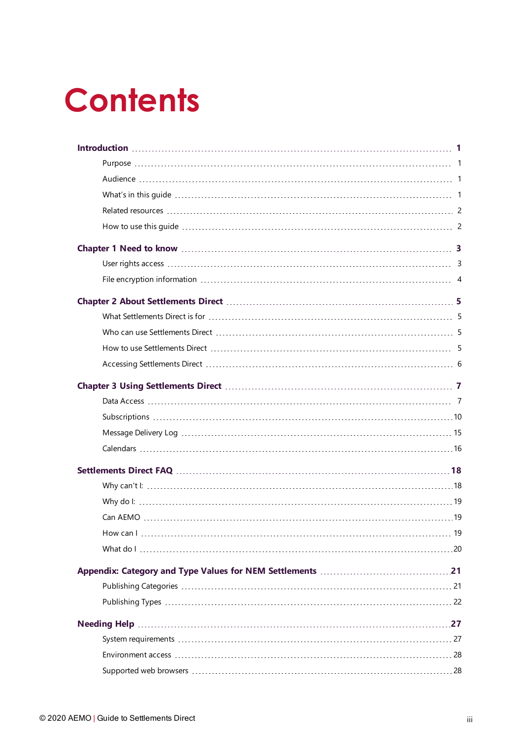# Contents

**Introduction** 1

- Purpose 1
- Audience 1
- What's in this guide 1
- Related resources 2
- How to use this guide 2

**Chapter 1 Need to know** 3

- User rights access 3
- File encryption information 4

**Chapter 2 About Settlements Direct** 5

- What Settlements Direct is for 5
- Who can use Settlements Direct 5
- How to use Settlements Direct 5
- Accessing Settlements Direct 6

**Chapter 3 Using Settlements Direct** 7

- Data Access 7
- Subscriptions 10
- Message Delivery Log 15
- Calendars 16

**Settlements Direct FAQ** 18

- Why can't I: 18
- Why do I: 19
- Can AEMO 19
- How can I 19
- What do I 20

**Appendix: Category and Type Values for NEM Settlements** 21

- Publishing Categories 21
- Publishing Types 22

**Needing Help** 27

- System requirements 27
- Environment access 28
- Supported web browsers 28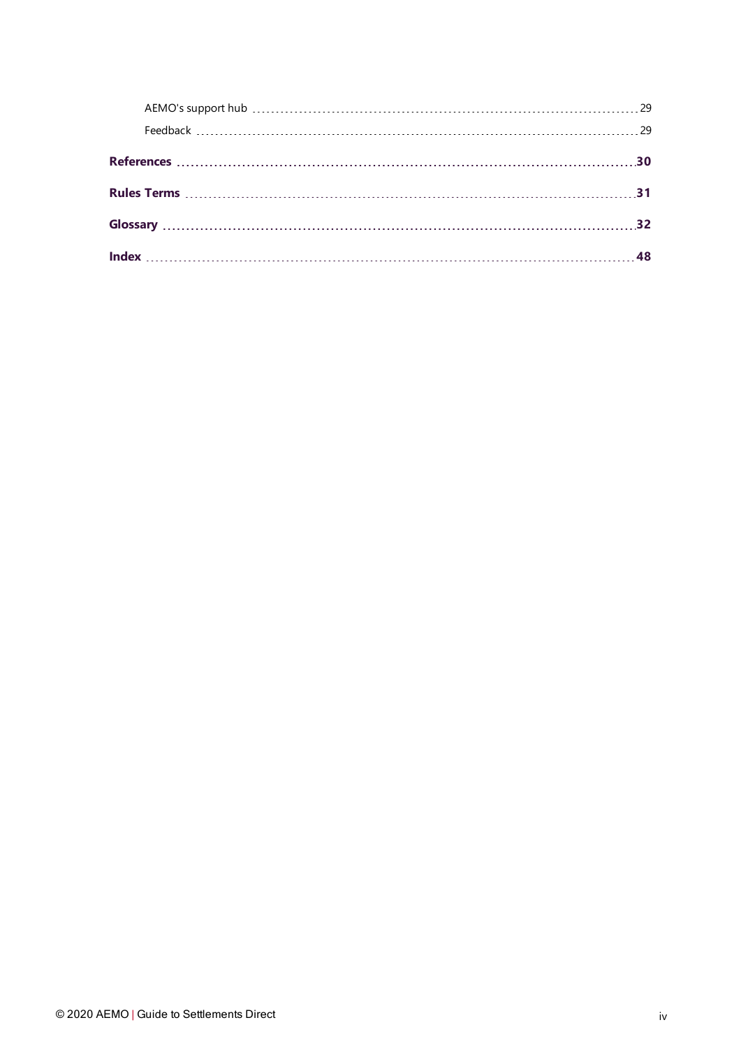AEMO's support hub 29

Feedback 29

**References 30**

**Rules Terms 31**

**Glossary 32**

**Index 48**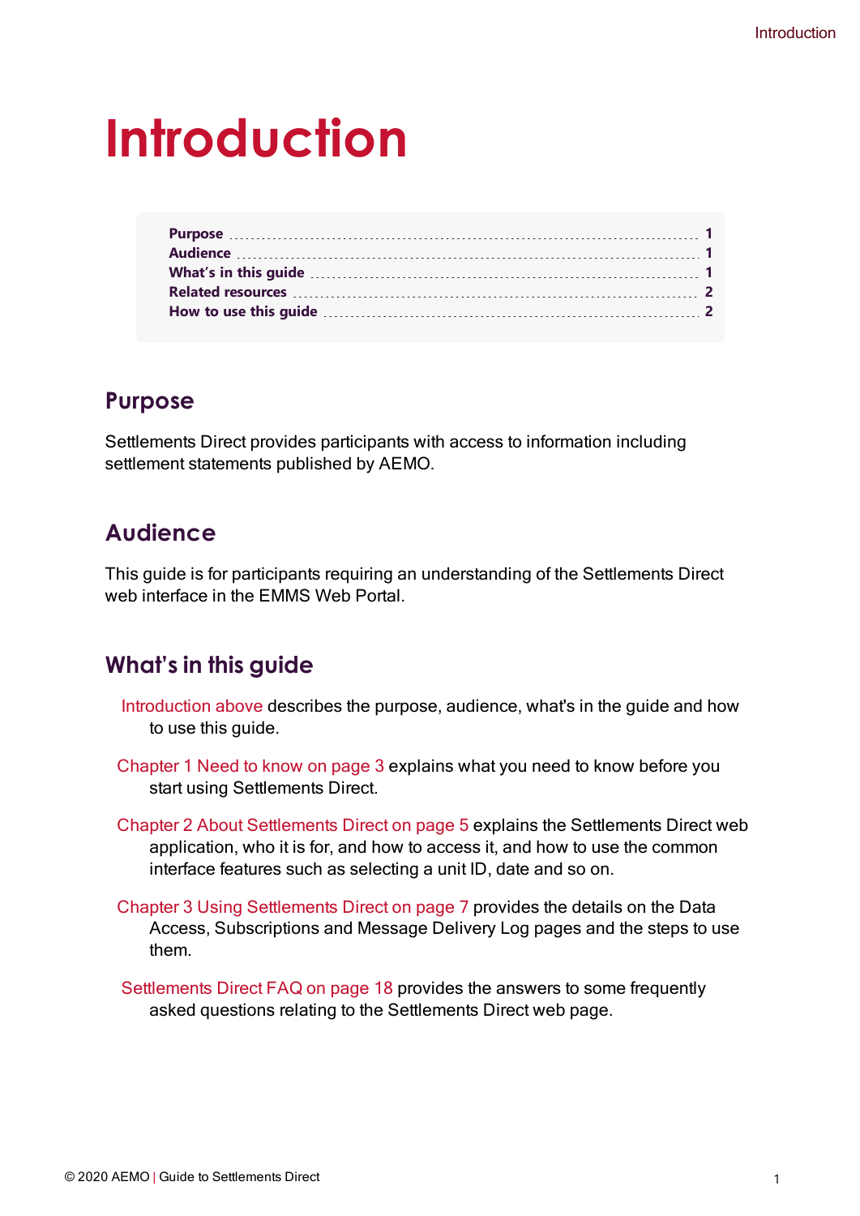# Introduction

| | |
|---|---|
| Purpose | 1 |
| Audience | 1 |
| What's in this guide | 1 |
| Related resources | 2 |
| How to use this guide | 2 |

## Purpose

Settlements Direct provides participants with access to information including settlement statements published by AEMO.

## Audience

This guide is for participants requiring an understanding of the Settlements Direct web interface in the EMMS Web Portal.

## What's in this guide

Introduction above describes the purpose, audience, what's in the guide and how to use this guide.

Chapter 1 Need to know on page 3 explains what you need to know before you start using Settlements Direct.

Chapter 2 About Settlements Direct on page 5 explains the Settlements Direct web application, who it is for, and how to access it, and how to use the common interface features such as selecting a unit ID, date and so on.

Chapter 3 Using Settlements Direct on page 7 provides the details on the Data Access, Subscriptions and Message Delivery Log pages and the steps to use them.

Settlements Direct FAQ on page 18 provides the answers to some frequently asked questions relating to the Settlements Direct web page.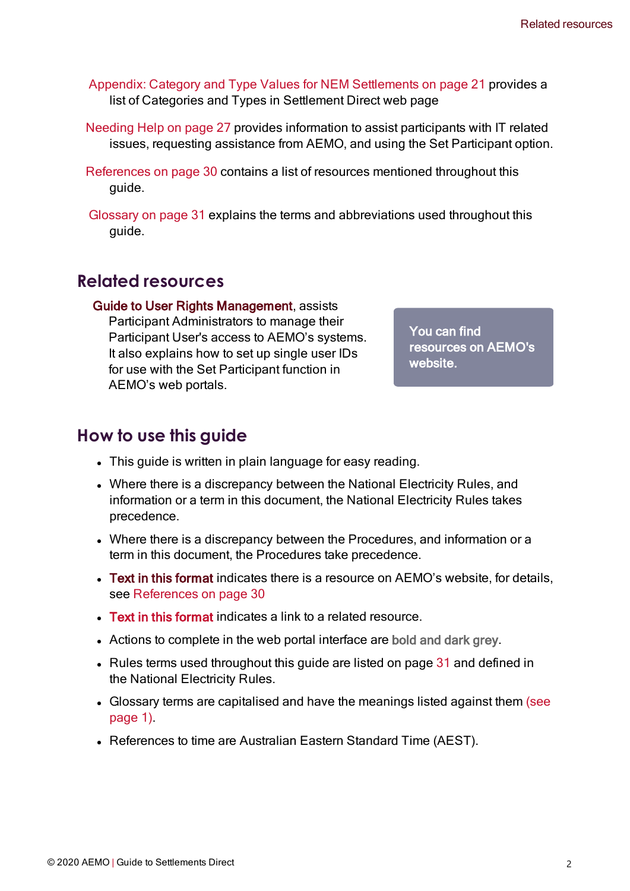Appendix: Category and Type Values for NEM Settlements on page 21 provides a list of Categories and Types in Settlement Direct web page

Needing Help on page 27 provides information to assist participants with IT related issues, requesting assistance from AEMO, and using the Set Participant option.

References on page 30 contains a list of resources mentioned throughout this guide.

Glossary on page 31 explains the terms and abbreviations used throughout this guide.

## Related resources

**Guide to User Rights Management**, assists Participant Administrators to manage their Participant User's access to AEMO's systems. It also explains how to set up single user IDs for use with the Set Participant function in AEMO's web portals.

**You can find resources on AEMO's website.**

## How to use this guide

- This guide is written in plain language for easy reading.
- Where there is a discrepancy between the National Electricity Rules, and information or a term in this document, the National Electricity Rules takes precedence.
- Where there is a discrepancy between the Procedures, and information or a term in this document, the Procedures take precedence.
- **Text in this format** indicates there is a resource on AEMO's website, for details, see References on page 30
- **Text in this format** indicates a link to a related resource.
- Actions to complete in the web portal interface are **bold and dark grey**.
- Rules terms used throughout this guide are listed on page 31 and defined in the National Electricity Rules.
- Glossary terms are capitalised and have the meanings listed against them (see page 1).
- References to time are Australian Eastern Standard Time (AEST).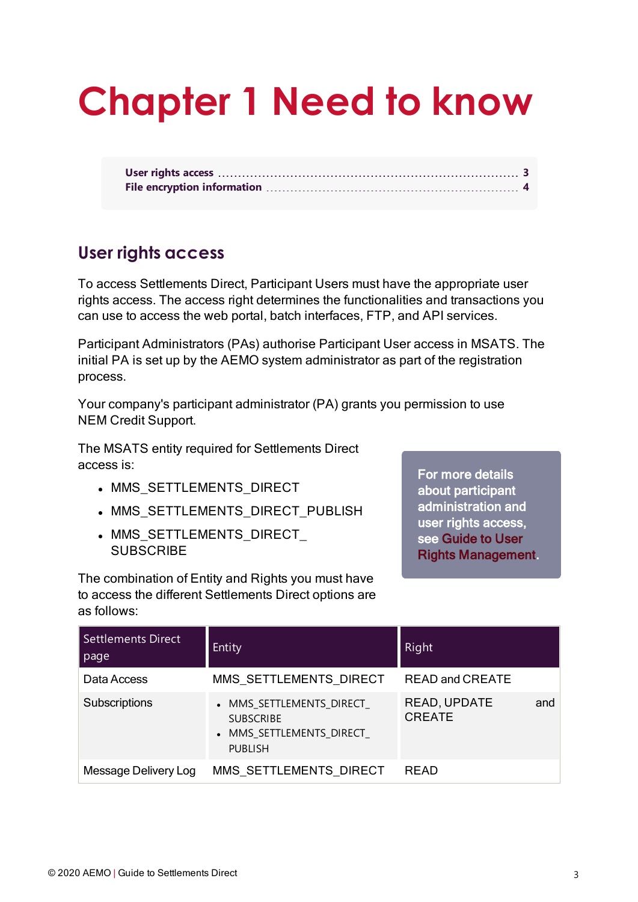# Chapter 1 Need to know

User rights access ........ 3
File encryption information ........ 4

## User rights access

To access Settlements Direct, Participant Users must have the appropriate user rights access. The access right determines the functionalities and transactions you can use to access the web portal, batch interfaces, FTP, and API services.

Participant Administrators (PAs) authorise Participant User access in MSATS. The initial PA is set up by the AEMO system administrator as part of the registration process.

Your company's participant administrator (PA) grants you permission to use NEM Credit Support.

The MSATS entity required for Settlements Direct access is:

- MMS_SETTLEMENTS_DIRECT
- MMS_SETTLEMENTS_DIRECT_PUBLISH
- MMS_SETTLEMENTS_DIRECT_SUBSCRIBE

> For more details about participant administration and user rights access, see Guide to User Rights Management.

The combination of Entity and Rights you must have to access the different Settlements Direct options are as follows:

| Settlements Direct page | Entity | Right |
|---|---|---|
| Data Access | MMS_SETTLEMENTS_DIRECT | READ and CREATE |
| Subscriptions | • MMS_SETTLEMENTS_DIRECT_SUBSCRIBE<br>• MMS_SETTLEMENTS_DIRECT_PUBLISH | READ, UPDATE and CREATE |
| Message Delivery Log | MMS_SETTLEMENTS_DIRECT | READ |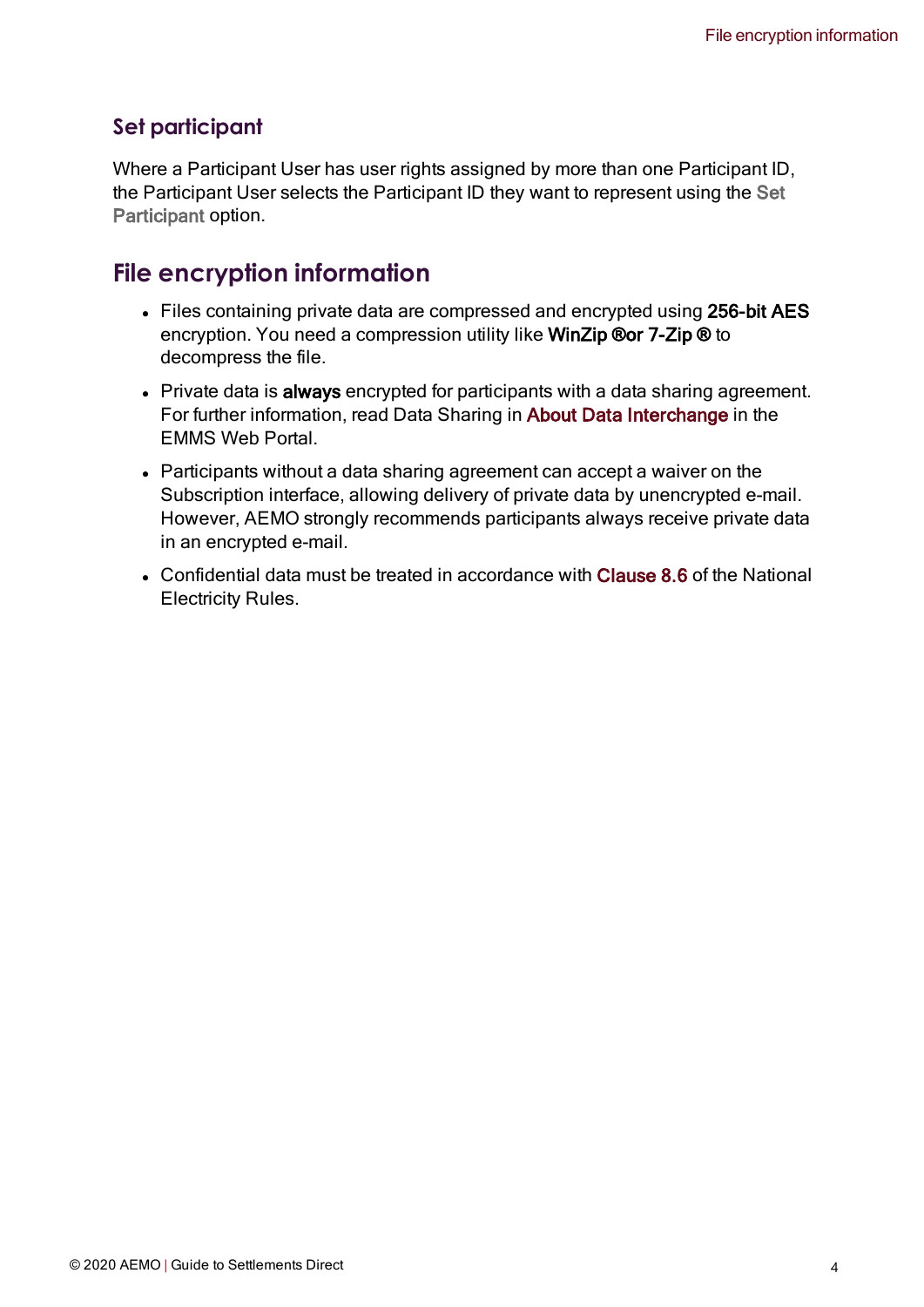### Set participant

Where a Participant User has user rights assigned by more than one Participant ID, the Participant User selects the Participant ID they want to represent using the Set Participant option.

## File encryption information

- Files containing private data are compressed and encrypted using **256-bit AES** encryption. You need a compression utility like **WinZip ®or 7-Zip ®** to decompress the file.
- Private data is **always** encrypted for participants with a data sharing agreement. For further information, read Data Sharing in About Data Interchange in the EMMS Web Portal.
- Participants without a data sharing agreement can accept a waiver on the Subscription interface, allowing delivery of private data by unencrypted e-mail. However, AEMO strongly recommends participants always receive private data in an encrypted e-mail.
- Confidential data must be treated in accordance with Clause 8.6 of the National Electricity Rules.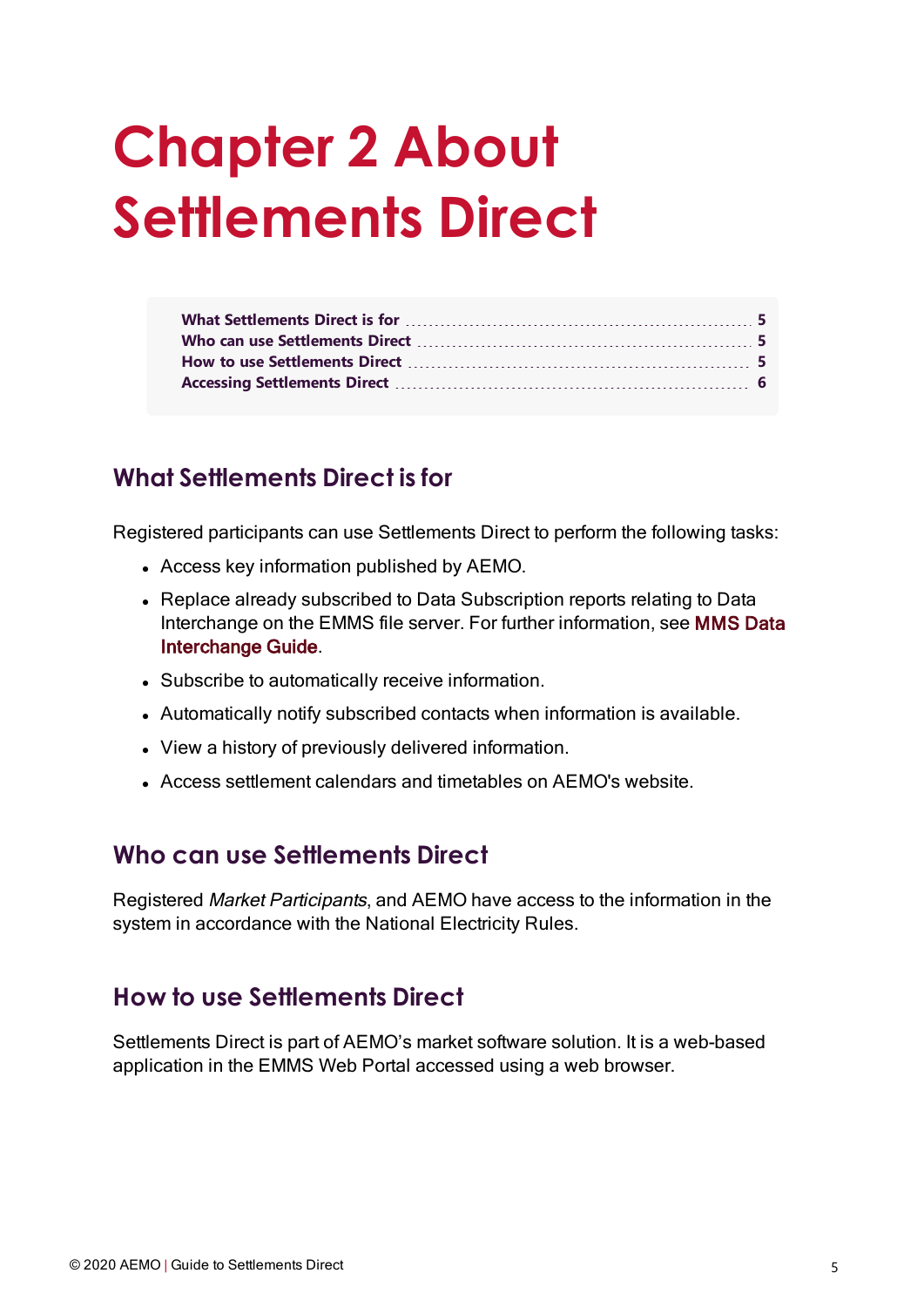# Chapter 2 About Settlements Direct

| | |
|---|---|
| What Settlements Direct is for | 5 |
| Who can use Settlements Direct | 5 |
| How to use Settlements Direct | 5 |
| Accessing Settlements Direct | 6 |

## What Settlements Direct is for

Registered participants can use Settlements Direct to perform the following tasks:

- Access key information published by AEMO.
- Replace already subscribed to Data Subscription reports relating to Data Interchange on the EMMS file server. For further information, see MMS Data Interchange Guide.
- Subscribe to automatically receive information.
- Automatically notify subscribed contacts when information is available.
- View a history of previously delivered information.
- Access settlement calendars and timetables on AEMO's website.

## Who can use Settlements Direct

Registered *Market Participants*, and AEMO have access to the information in the system in accordance with the National Electricity Rules.

## How to use Settlements Direct

Settlements Direct is part of AEMO's market software solution. It is a web-based application in the EMMS Web Portal accessed using a web browser.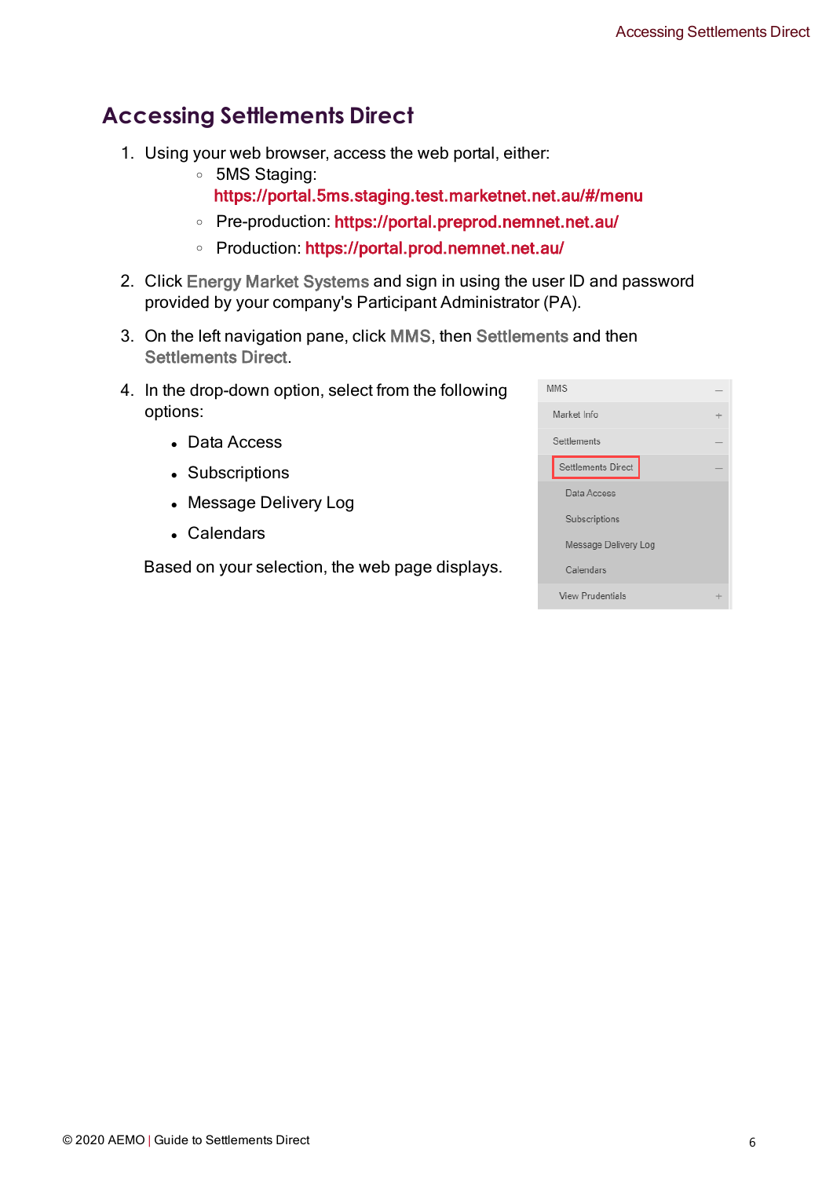# Accessing Settlements Direct

1. Using your web browser, access the web portal, either:
   - 5MS Staging: https://portal.5ms.staging.test.marketnet.net.au/#/menu
   - Pre-production: https://portal.preprod.nemnet.net.au/
   - Production: https://portal.prod.nemnet.net.au/
2. Click Energy Market Systems and sign in using the user ID and password provided by your company's Participant Administrator (PA).
3. On the left navigation pane, click MMS, then Settlements and then Settlements Direct.
4. In the drop-down option, select from the following options:
   - Data Access
   - Subscriptions
   - Message Delivery Log
   - Calendars

   Based on your selection, the web page displays.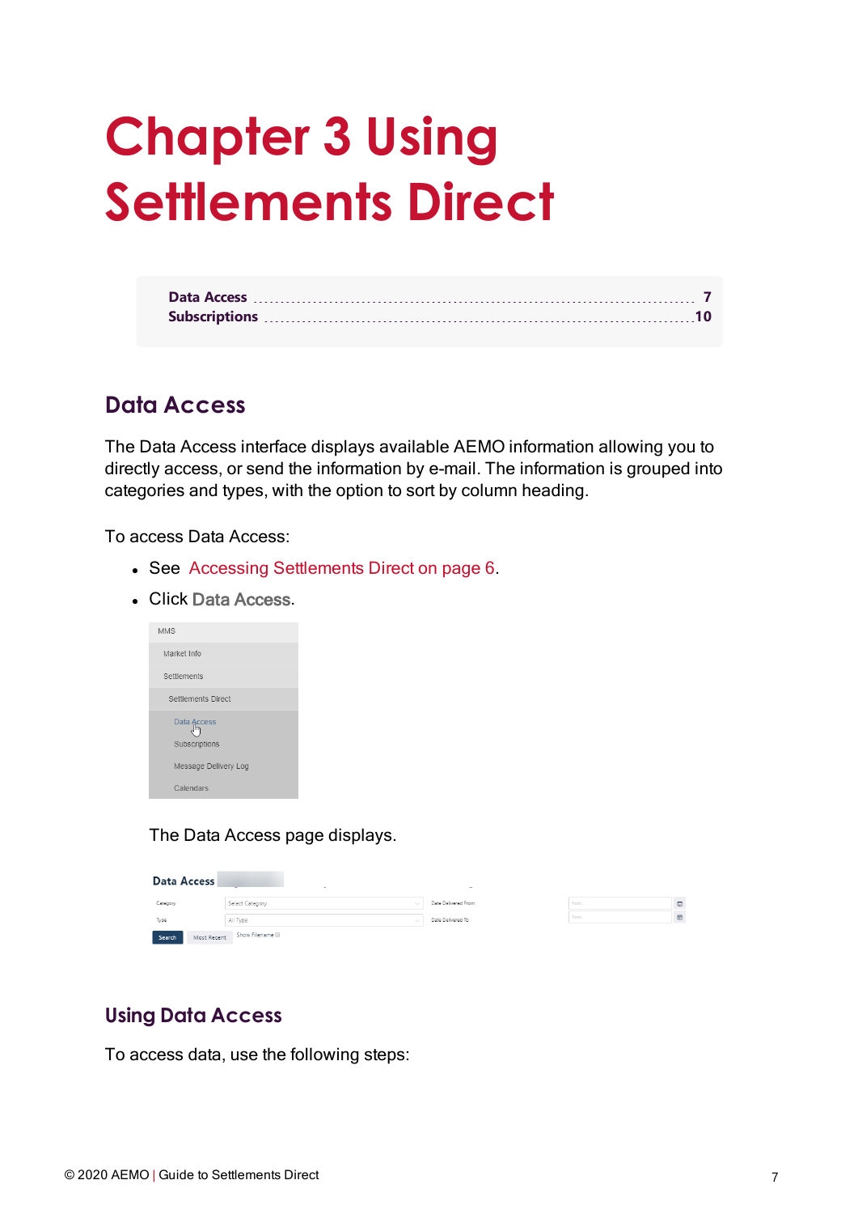# Chapter 3 Using Settlements Direct

Data Access ........................................................................................................ 7
Subscriptions ...................................................................................................... 10

## Data Access

The Data Access interface displays available AEMO information allowing you to directly access, or send the information by e-mail. The information is grouped into categories and types, with the option to sort by column heading.

To access Data Access:

- See Accessing Settlements Direct on page 6.
- Click **Data Access**.

The Data Access page displays.

### Using Data Access

To access data, use the following steps: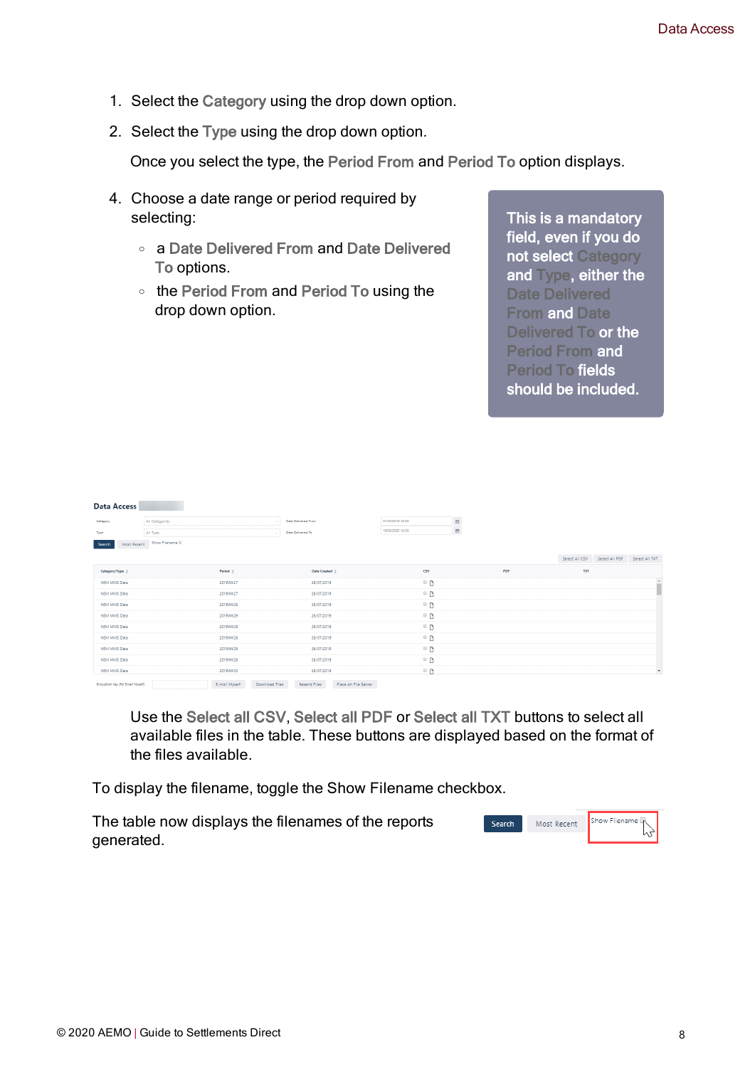1. Select the Category using the drop down option.
2. Select the Type using the drop down option.

   Once you select the type, the Period From and Period To option displays.

4. Choose a date range or period required by selecting:
   - a Date Delivered From and Date Delivered To options.
   - the Period From and Period To using the drop down option.

**This is a mandatory field, even if you do not select Category and Type, either the Date Delivered From and Date Delivered To or the Period From and Period To fields should be included.**

Use the Select all CSV, Select all PDF or Select all TXT buttons to select all available files in the table. These buttons are displayed based on the format of the files available.

To display the filename, toggle the Show Filename checkbox.

The table now displays the filenames of the reports generated.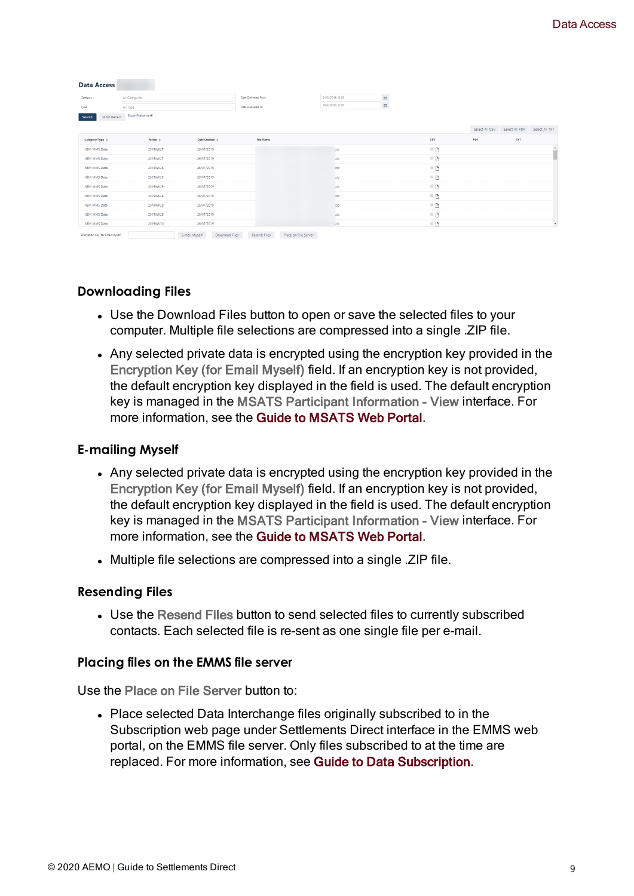## Downloading Files

- Use the Download Files button to open or save the selected files to your computer. Multiple file selections are compressed into a single .ZIP file.
- Any selected private data is encrypted using the encryption key provided in the Encryption Key (for Email Myself) field. If an encryption key is not provided, the default encryption key displayed in the field is used. The default encryption key is managed in the MSATS Participant Information - View interface. For more information, see the Guide to MSATS Web Portal.

## E-mailing Myself

- Any selected private data is encrypted using the encryption key provided in the Encryption Key (for Email Myself) field. If an encryption key is not provided, the default encryption key displayed in the field is used. The default encryption key is managed in the MSATS Participant Information - View interface. For more information, see the Guide to MSATS Web Portal.
- Multiple file selections are compressed into a single .ZIP file.

## Resending Files

- Use the Resend Files button to send selected files to currently subscribed contacts. Each selected file is re-sent as one single file per e-mail.

## Placing files on the EMMS file server

Use the Place on File Server button to:

- Place selected Data Interchange files originally subscribed to in the Subscription web page under Settlements Direct interface in the EMMS web portal, on the EMMS file server. Only files subscribed to at the time are replaced. For more information, see Guide to Data Subscription.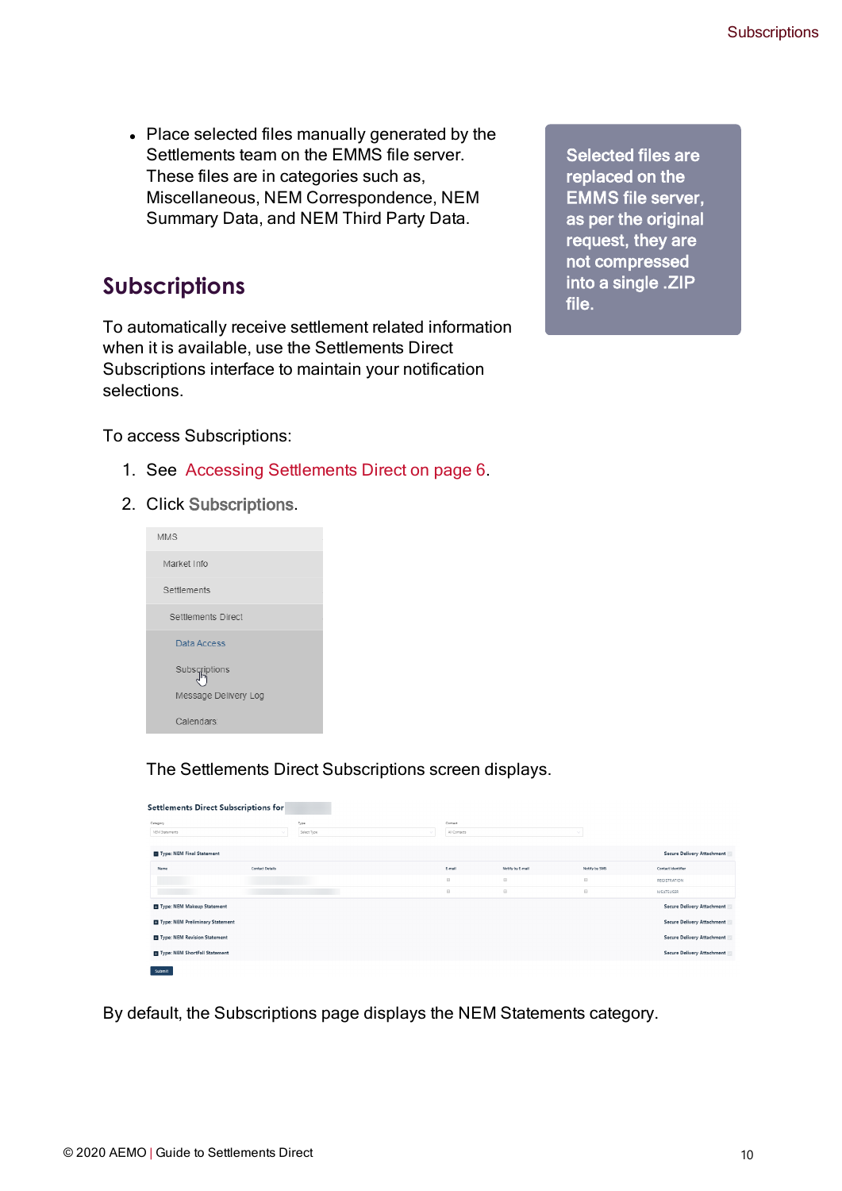- Place selected files manually generated by the Settlements team on the EMMS file server. These files are in categories such as, Miscellaneous, NEM Correspondence, NEM Summary Data, and NEM Third Party Data.

Selected files are replaced on the EMMS file server, as per the original request, they are not compressed into a single .ZIP file.

## Subscriptions

To automatically receive settlement related information when it is available, use the Settlements Direct Subscriptions interface to maintain your notification selections.

To access Subscriptions:

1. See Accessing Settlements Direct on page 6.
2. Click **Subscriptions**.

   The Settlements Direct Subscriptions screen displays.

By default, the Subscriptions page displays the NEM Statements category.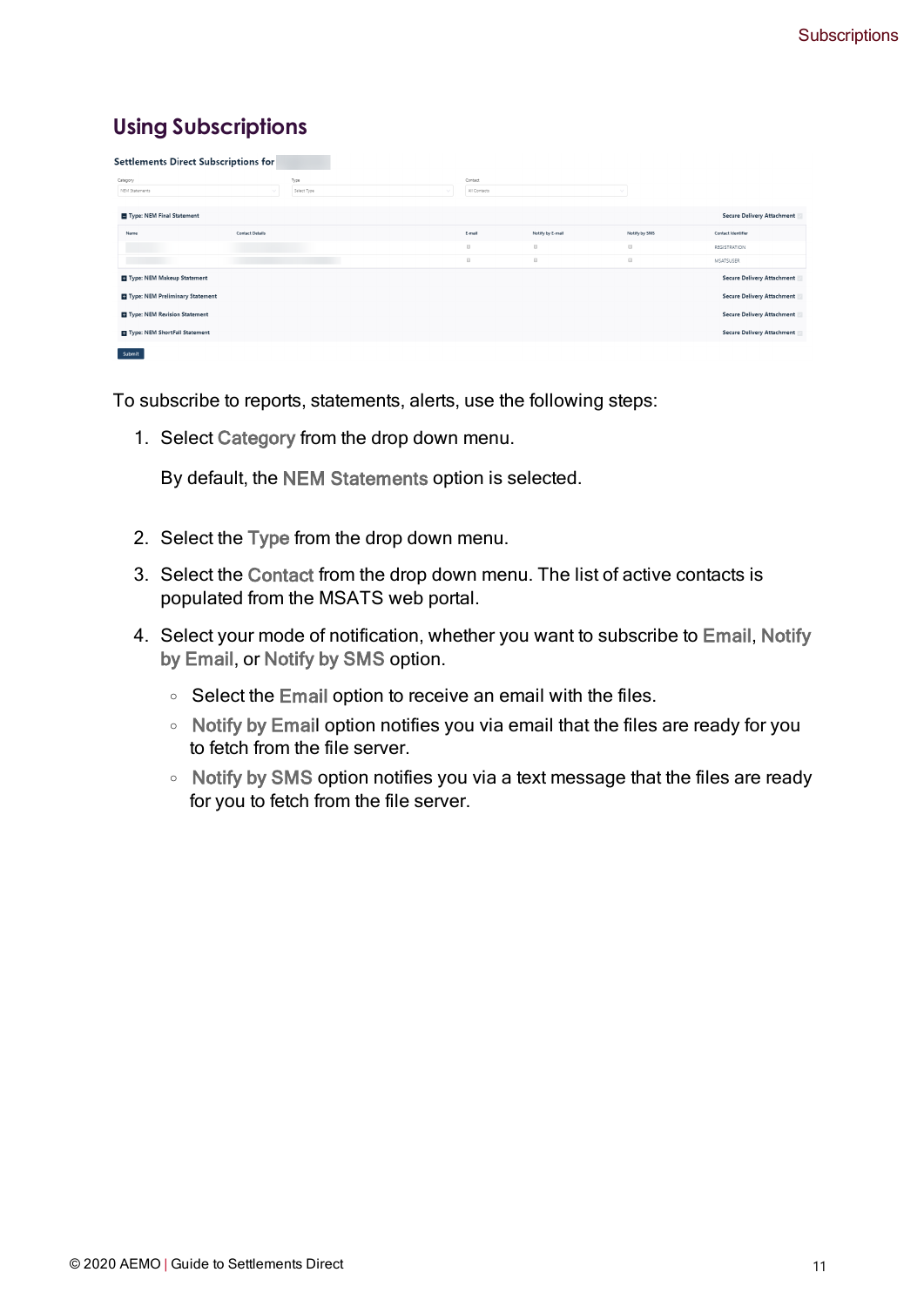## Using Subscriptions

To subscribe to reports, statements, alerts, use the following steps:

1. Select Category from the drop down menu.

   By default, the NEM Statements option is selected.

2. Select the Type from the drop down menu.
3. Select the Contact from the drop down menu. The list of active contacts is populated from the MSATS web portal.
4. Select your mode of notification, whether you want to subscribe to Email, Notify by Email, or Notify by SMS option.
   - Select the Email option to receive an email with the files.
   - Notify by Email option notifies you via email that the files are ready for you to fetch from the file server.
   - Notify by SMS option notifies you via a text message that the files are ready for you to fetch from the file server.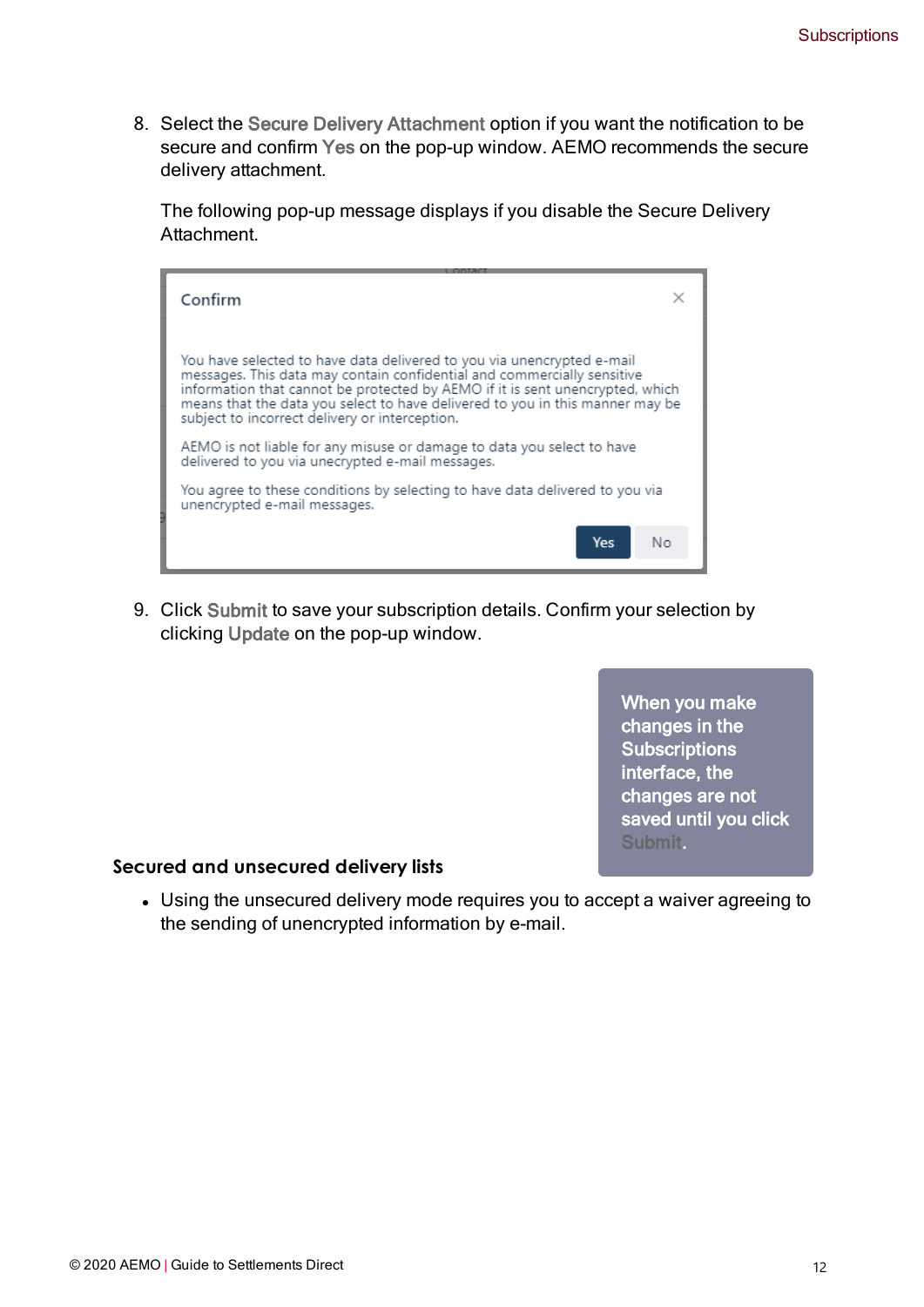8. Select the Secure Delivery Attachment option if you want the notification to be secure and confirm Yes on the pop-up window. AEMO recommends the secure delivery attachment.

   The following pop-up message displays if you disable the Secure Delivery Attachment.

   **Confirm**

   You have selected to have data delivered to you via unencrypted e-mail messages. This data may contain confidential and commercially sensitive information that cannot be protected by AEMO if it is sent unencrypted, which means that the data you select to have delivered to you in this manner may be subject to incorrect delivery or interception.

   AEMO is not liable for any misuse or damage to data you select to have delivered to you via unecrypted e-mail messages.

   You agree to these conditions by selecting to have data delivered to you via unencrypted e-mail messages.

   Yes | No

9. Click Submit to save your subscription details. Confirm your selection by clicking Update on the pop-up window.

> When you make changes in the Subscriptions interface, the changes are not saved until you click Submit.

### Secured and unsecured delivery lists

- Using the unsecured delivery mode requires you to accept a waiver agreeing to the sending of unencrypted information by e-mail.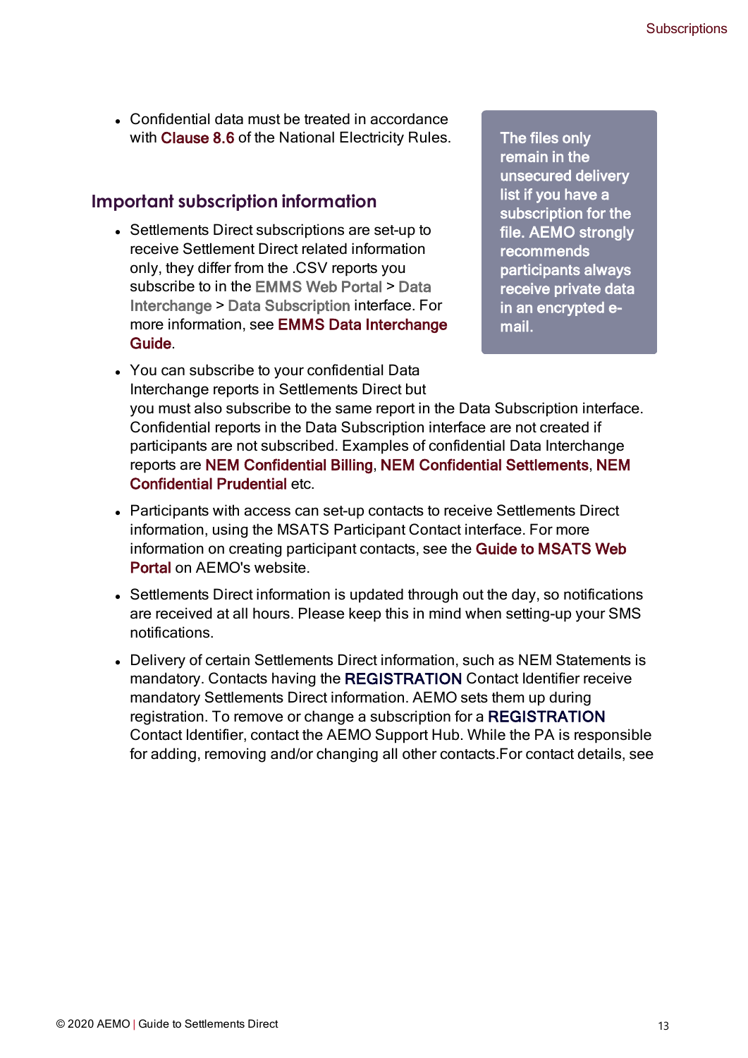- Confidential data must be treated in accordance with Clause 8.6 of the National Electricity Rules.

> The files only remain in the unsecured delivery list if you have a subscription for the file. AEMO strongly recommends participants always receive private data in an encrypted e-mail.

## Important subscription information

- Settlements Direct subscriptions are set-up to receive Settlement Direct related information only, they differ from the .CSV reports you subscribe to in the EMMS Web Portal > Data Interchange > Data Subscription interface. For more information, see EMMS Data Interchange Guide.
- You can subscribe to your confidential Data Interchange reports in Settlements Direct but you must also subscribe to the same report in the Data Subscription interface. Confidential reports in the Data Subscription interface are not created if participants are not subscribed. Examples of confidential Data Interchange reports are NEM Confidential Billing, NEM Confidential Settlements, NEM Confidential Prudential etc.
- Participants with access can set-up contacts to receive Settlements Direct information, using the MSATS Participant Contact interface. For more information on creating participant contacts, see the Guide to MSATS Web Portal on AEMO's website.
- Settlements Direct information is updated through out the day, so notifications are received at all hours. Please keep this in mind when setting-up your SMS notifications.
- Delivery of certain Settlements Direct information, such as NEM Statements is mandatory. Contacts having the REGISTRATION Contact Identifier receive mandatory Settlements Direct information. AEMO sets them up during registration. To remove or change a subscription for a REGISTRATION Contact Identifier, contact the AEMO Support Hub. While the PA is responsible for adding, removing and/or changing all other contacts.For contact details, see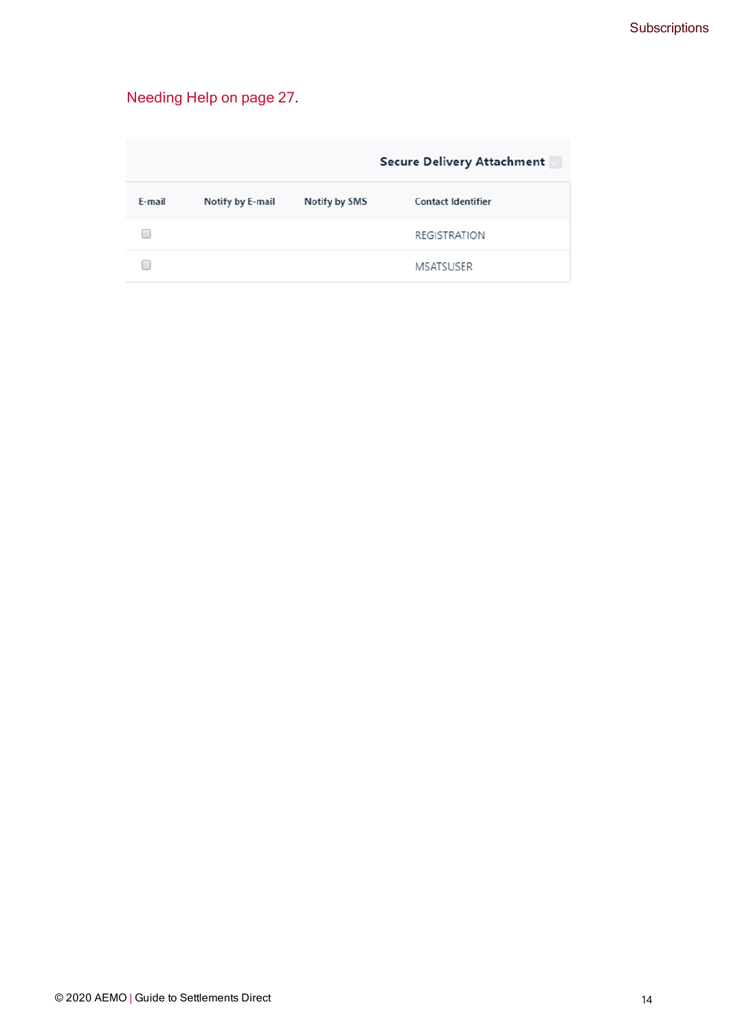Needing Help on page 27.

| | | | Secure Delivery Attachment |
|---|---|---|---|
| E-mail | Notify by E-mail | Notify by SMS | Contact Identifier |
| ☐ | | | REGISTRATION |
| ☐ | | | MSATSUSER |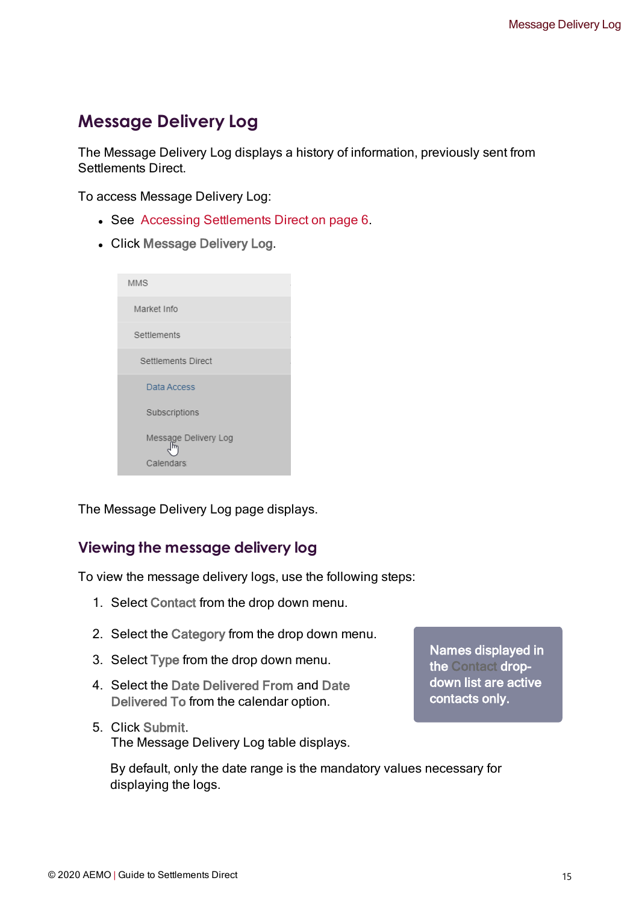# Message Delivery Log

The Message Delivery Log displays a history of information, previously sent from Settlements Direct.

To access Message Delivery Log:

- See Accessing Settlements Direct on page 6.
- Click **Message Delivery Log**.

The Message Delivery Log page displays.

## Viewing the message delivery log

To view the message delivery logs, use the following steps:

1. Select **Contact** from the drop down menu.
2. Select the **Category** from the drop down menu.
3. Select **Type** from the drop down menu.
4. Select the **Date Delivered From** and **Date Delivered To** from the calendar option.
5. Click **Submit**.
   The Message Delivery Log table displays.

   By default, only the date range is the mandatory values necessary for displaying the logs.

> Names displayed in the Contact drop-down list are active contacts only.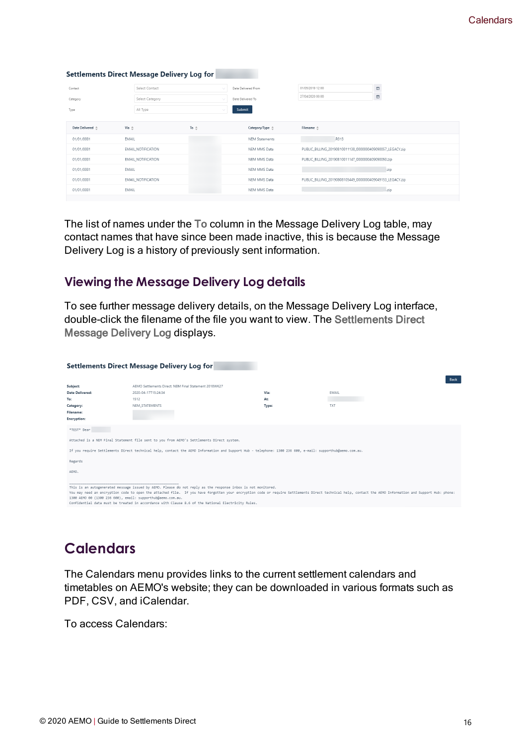The list of names under the **To** column in the Message Delivery Log table, may contact names that have since been made inactive, this is because the Message Delivery Log is a history of previously sent information.

## Viewing the Message Delivery Log details

To see further message delivery details, on the Message Delivery Log interface, double-click the filename of the file you want to view. The **Settlements Direct Message Delivery Log** displays.

# Calendars

The Calendars menu provides links to the current settlement calendars and timetables on AEMO's website; they can be downloaded in various formats such as PDF, CSV, and iCalendar.

To access Calendars: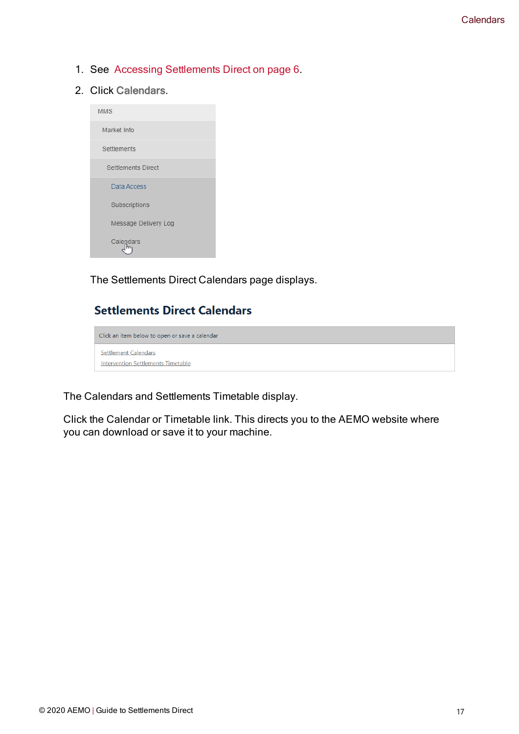1. See Accessing Settlements Direct on page 6.
2. Click **Calendars**.

   MMS
   Market Info
   Settlements
   Settlements Direct
   Data Access
   Subscriptions
   Message Delivery Log
   Calendars

   The Settlements Direct Calendars page displays.

   **Settlements Direct Calendars**

   Click an item below to open or save a calendar

   Settlement Calendars
   Intervention Settlements Timetable

The Calendars and Settlements Timetable display.

Click the Calendar or Timetable link. This directs you to the AEMO website where you can download or save it to your machine.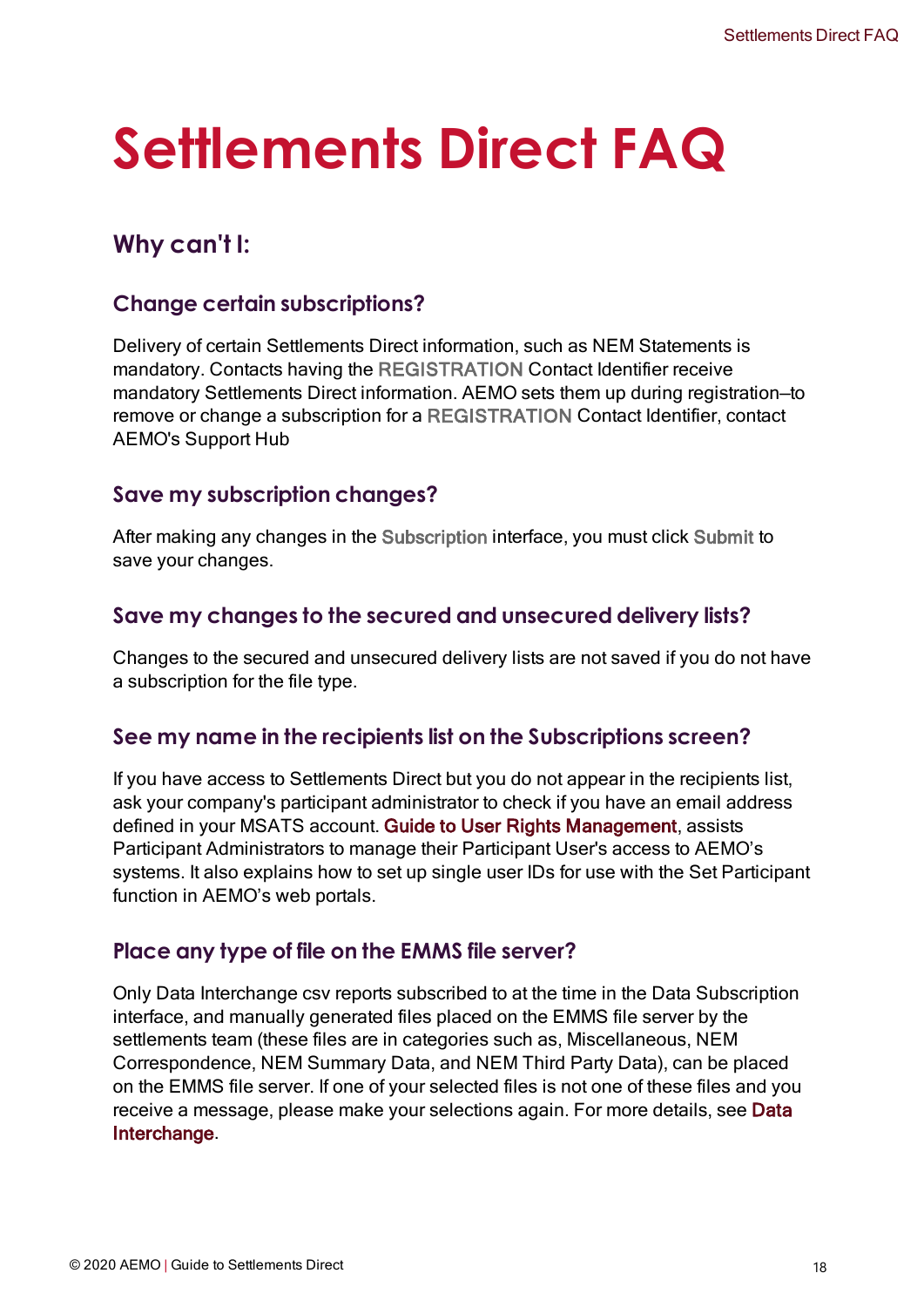# Settlements Direct FAQ

## Why can't I:

### Change certain subscriptions?

Delivery of certain Settlements Direct information, such as NEM Statements is mandatory. Contacts having the REGISTRATION Contact Identifier receive mandatory Settlements Direct information. AEMO sets them up during registration–to remove or change a subscription for a REGISTRATION Contact Identifier, contact AEMO's Support Hub

### Save my subscription changes?

After making any changes in the Subscription interface, you must click Submit to save your changes.

### Save my changes to the secured and unsecured delivery lists?

Changes to the secured and unsecured delivery lists are not saved if you do not have a subscription for the file type.

### See my name in the recipients list on the Subscriptions screen?

If you have access to Settlements Direct but you do not appear in the recipients list, ask your company's participant administrator to check if you have an email address defined in your MSATS account. Guide to User Rights Management, assists Participant Administrators to manage their Participant User's access to AEMO's systems. It also explains how to set up single user IDs for use with the Set Participant function in AEMO's web portals.

### Place any type of file on the EMMS file server?

Only Data Interchange csv reports subscribed to at the time in the Data Subscription interface, and manually generated files placed on the EMMS file server by the settlements team (these files are in categories such as, Miscellaneous, NEM Correspondence, NEM Summary Data, and NEM Third Party Data), can be placed on the EMMS file server. If one of your selected files is not one of these files and you receive a message, please make your selections again. For more details, see Data Interchange.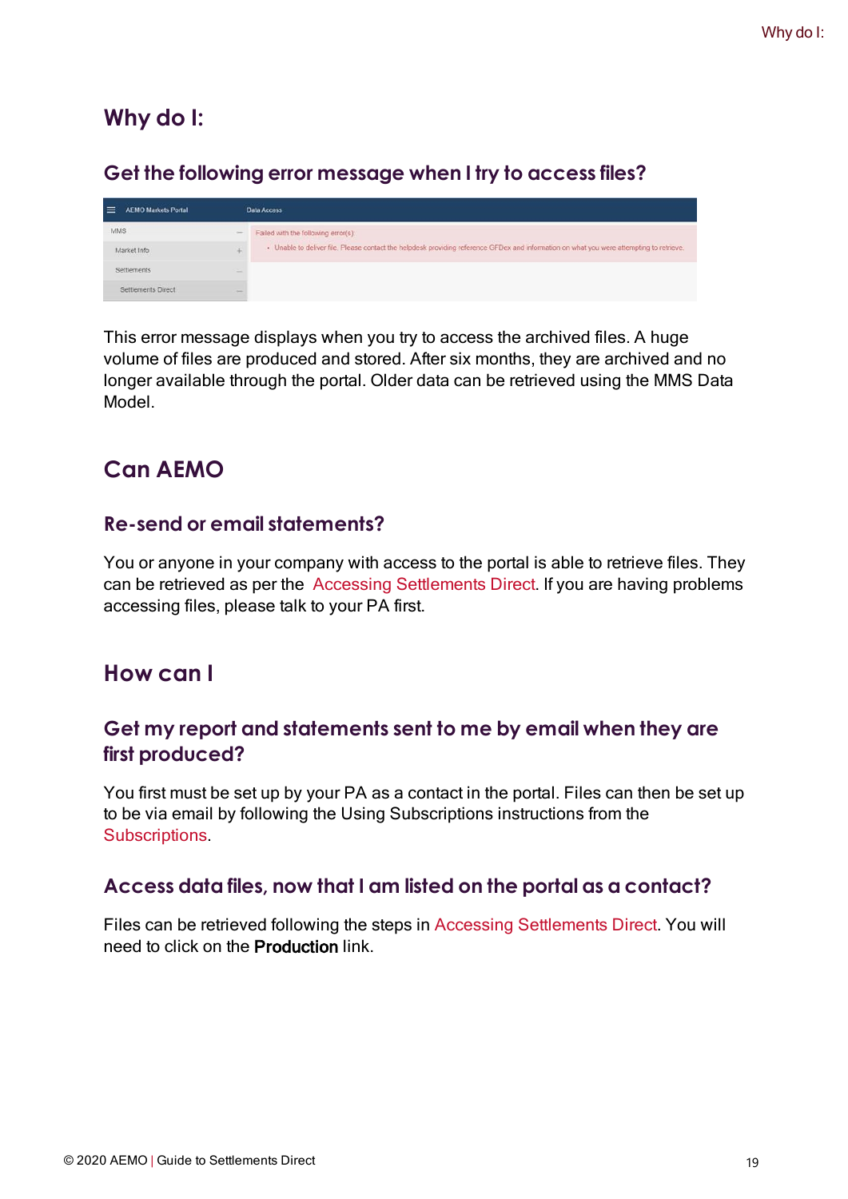# Why do I:

## Get the following error message when I try to access files?

This error message displays when you try to access the archived files. A huge volume of files are produced and stored. After six months, they are archived and no longer available through the portal. Older data can be retrieved using the MMS Data Model.

# Can AEMO

## Re-send or email statements?

You or anyone in your company with access to the portal is able to retrieve files. They can be retrieved as per the Accessing Settlements Direct. If you are having problems accessing files, please talk to your PA first.

# How can I

## Get my report and statements sent to me by email when they are first produced?

You first must be set up by your PA as a contact in the portal. Files can then be set up to be via email by following the Using Subscriptions instructions from the Subscriptions.

## Access data files, now that I am listed on the portal as a contact?

Files can be retrieved following the steps in Accessing Settlements Direct. You will need to click on the **Production** link.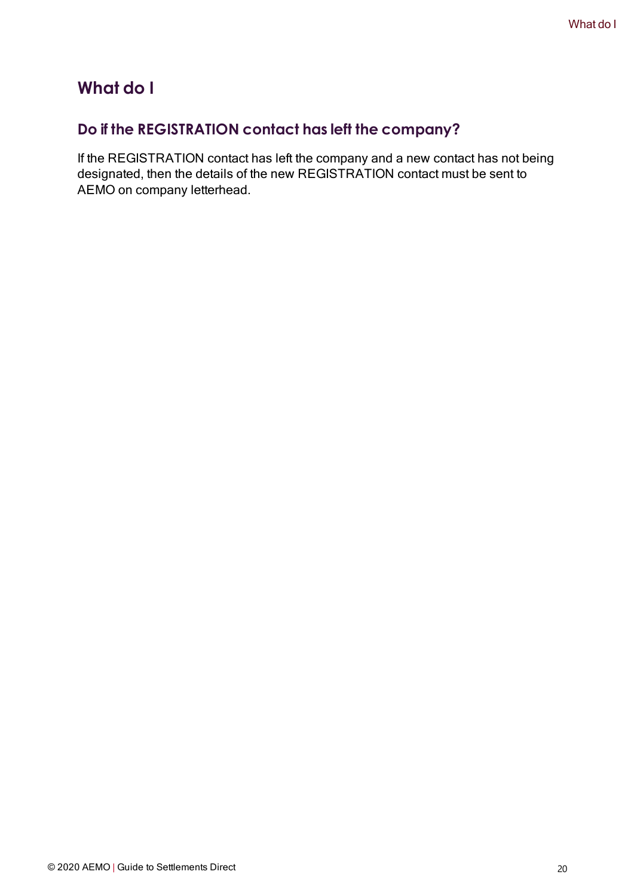# What do I

## Do if the REGISTRATION contact has left the company?

If the REGISTRATION contact has left the company and a new contact has not being designated, then the details of the new REGISTRATION contact must be sent to AEMO on company letterhead.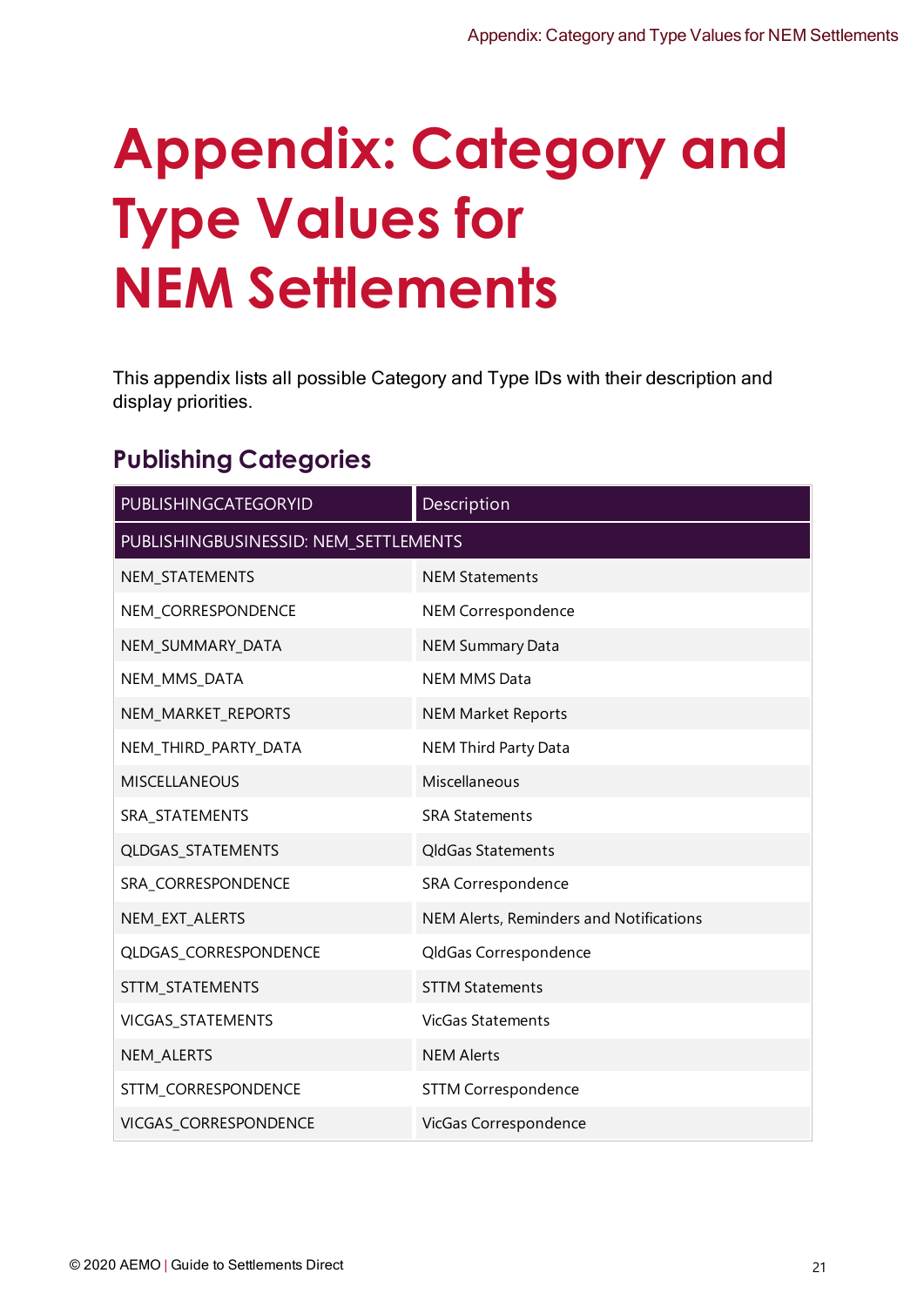# Appendix: Category and Type Values for NEM Settlements

This appendix lists all possible Category and Type IDs with their description and display priorities.

## Publishing Categories

| PUBLISHINGCATEGORYID | Description |
|---|---|
| PUBLISHINGBUSINESSID: NEM_SETTLEMENTS | |
| NEM_STATEMENTS | NEM Statements |
| NEM_CORRESPONDENCE | NEM Correspondence |
| NEM_SUMMARY_DATA | NEM Summary Data |
| NEM_MMS_DATA | NEM MMS Data |
| NEM_MARKET_REPORTS | NEM Market Reports |
| NEM_THIRD_PARTY_DATA | NEM Third Party Data |
| MISCELLANEOUS | Miscellaneous |
| SRA_STATEMENTS | SRA Statements |
| QLDGAS_STATEMENTS | QldGas Statements |
| SRA_CORRESPONDENCE | SRA Correspondence |
| NEM_EXT_ALERTS | NEM Alerts, Reminders and Notifications |
| QLDGAS_CORRESPONDENCE | QldGas Correspondence |
| STTM_STATEMENTS | STTM Statements |
| VICGAS_STATEMENTS | VicGas Statements |
| NEM_ALERTS | NEM Alerts |
| STTM_CORRESPONDENCE | STTM Correspondence |
| VICGAS_CORRESPONDENCE | VicGas Correspondence |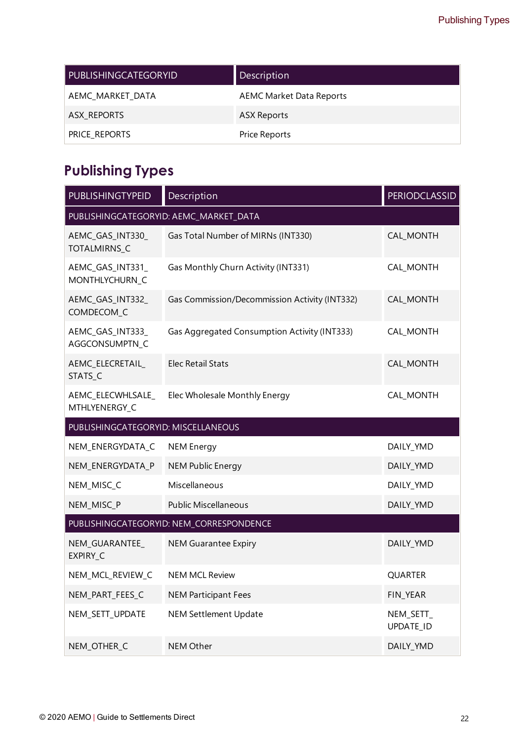| PUBLISHINGCATEGORYID | Description |
|---|---|
| AEMC_MARKET_DATA | AEMC Market Data Reports |
| ASX_REPORTS | ASX Reports |
| PRICE_REPORTS | Price Reports |

## Publishing Types

| PUBLISHINGTYPEID | Description | PERIODCLASSID |
|---|---|---|
| PUBLISHINGCATEGORYID: AEMC_MARKET_DATA | | |
| AEMC_GAS_INT330_TOTALMIRNS_C | Gas Total Number of MIRNs (INT330) | CAL_MONTH |
| AEMC_GAS_INT331_MONTHLYCHURN_C | Gas Monthly Churn Activity (INT331) | CAL_MONTH |
| AEMC_GAS_INT332_COMDECOM_C | Gas Commission/Decommission Activity (INT332) | CAL_MONTH |
| AEMC_GAS_INT333_AGGCONSUMPTN_C | Gas Aggregated Consumption Activity (INT333) | CAL_MONTH |
| AEMC_ELECRETAIL_STATS_C | Elec Retail Stats | CAL_MONTH |
| AEMC_ELECWHLSALE_MTHLYENERGY_C | Elec Wholesale Monthly Energy | CAL_MONTH |
| PUBLISHINGCATEGORYID: MISCELLANEOUS | | |
| NEM_ENERGYDATA_C | NEM Energy | DAILY_YMD |
| NEM_ENERGYDATA_P | NEM Public Energy | DAILY_YMD |
| NEM_MISC_C | Miscellaneous | DAILY_YMD |
| NEM_MISC_P | Public Miscellaneous | DAILY_YMD |
| PUBLISHINGCATEGORYID: NEM_CORRESPONDENCE | | |
| NEM_GUARANTEE_EXPIRY_C | NEM Guarantee Expiry | DAILY_YMD |
| NEM_MCL_REVIEW_C | NEM MCL Review | QUARTER |
| NEM_PART_FEES_C | NEM Participant Fees | FIN_YEAR |
| NEM_SETT_UPDATE | NEM Settlement Update | NEM_SETT_UPDATE_ID |
| NEM_OTHER_C | NEM Other | DAILY_YMD |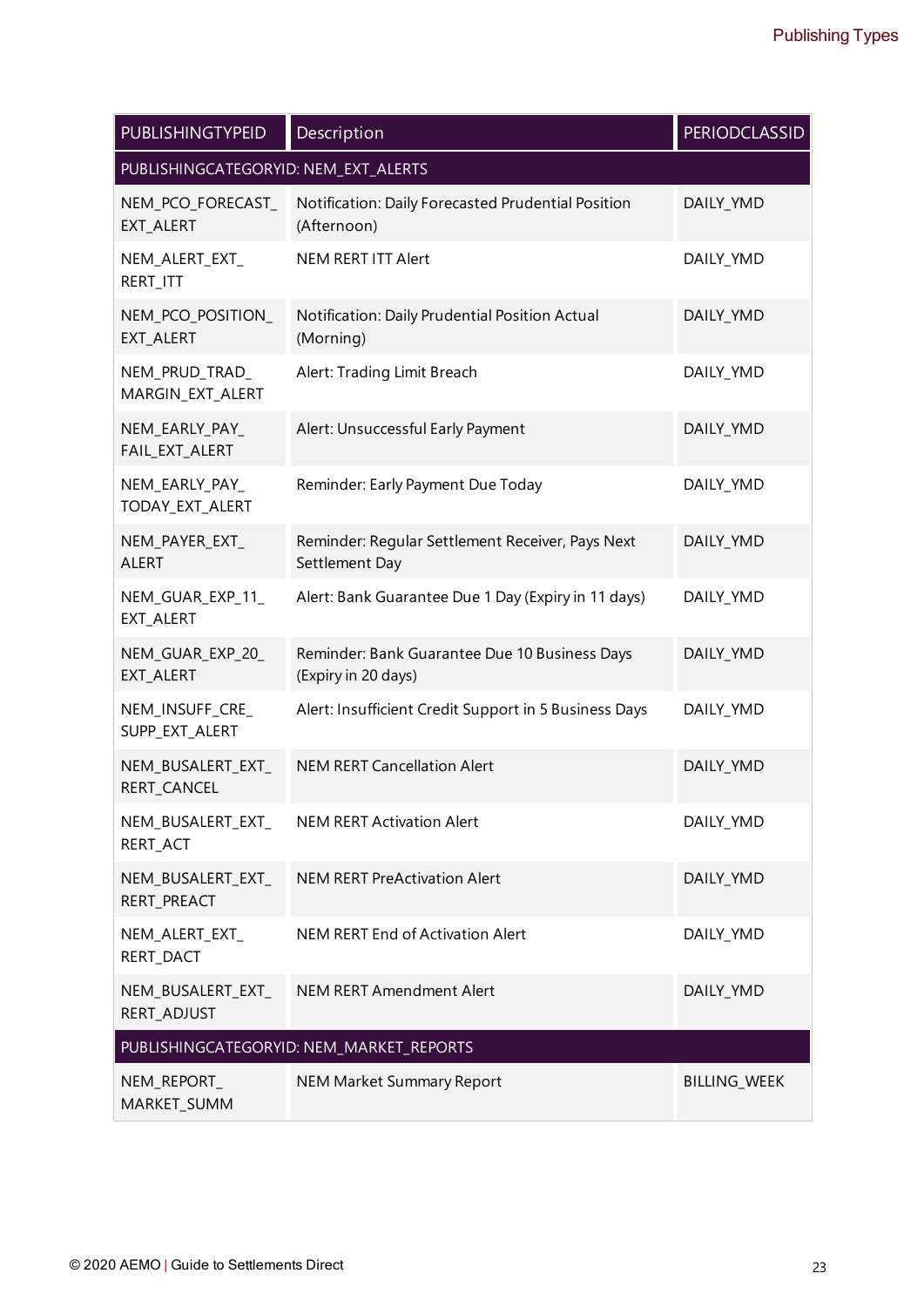| PUBLISHINGTYPEID | Description | PERIODCLASSID |
|---|---|---|
| PUBLISHINGCATEGORYID: NEM_EXT_ALERTS | | |
| NEM_PCO_FORECAST_EXT_ALERT | Notification: Daily Forecasted Prudential Position (Afternoon) | DAILY_YMD |
| NEM_ALERT_EXT_RERT_ITT | NEM RERT ITT Alert | DAILY_YMD |
| NEM_PCO_POSITION_EXT_ALERT | Notification: Daily Prudential Position Actual (Morning) | DAILY_YMD |
| NEM_PRUD_TRAD_MARGIN_EXT_ALERT | Alert: Trading Limit Breach | DAILY_YMD |
| NEM_EARLY_PAY_FAIL_EXT_ALERT | Alert: Unsuccessful Early Payment | DAILY_YMD |
| NEM_EARLY_PAY_TODAY_EXT_ALERT | Reminder: Early Payment Due Today | DAILY_YMD |
| NEM_PAYER_EXT_ALERT | Reminder: Regular Settlement Receiver, Pays Next Settlement Day | DAILY_YMD |
| NEM_GUAR_EXP_11_EXT_ALERT | Alert: Bank Guarantee Due 1 Day (Expiry in 11 days) | DAILY_YMD |
| NEM_GUAR_EXP_20_EXT_ALERT | Reminder: Bank Guarantee Due 10 Business Days (Expiry in 20 days) | DAILY_YMD |
| NEM_INSUFF_CRE_SUPP_EXT_ALERT | Alert: Insufficient Credit Support in 5 Business Days | DAILY_YMD |
| NEM_BUSALERT_EXT_RERT_CANCEL | NEM RERT Cancellation Alert | DAILY_YMD |
| NEM_BUSALERT_EXT_RERT_ACT | NEM RERT Activation Alert | DAILY_YMD |
| NEM_BUSALERT_EXT_RERT_PREACT | NEM RERT PreActivation Alert | DAILY_YMD |
| NEM_ALERT_EXT_RERT_DACT | NEM RERT End of Activation Alert | DAILY_YMD |
| NEM_BUSALERT_EXT_RERT_ADJUST | NEM RERT Amendment Alert | DAILY_YMD |
| PUBLISHINGCATEGORYID: NEM_MARKET_REPORTS | | |
| NEM_REPORT_MARKET_SUMM | NEM Market Summary Report | BILLING_WEEK |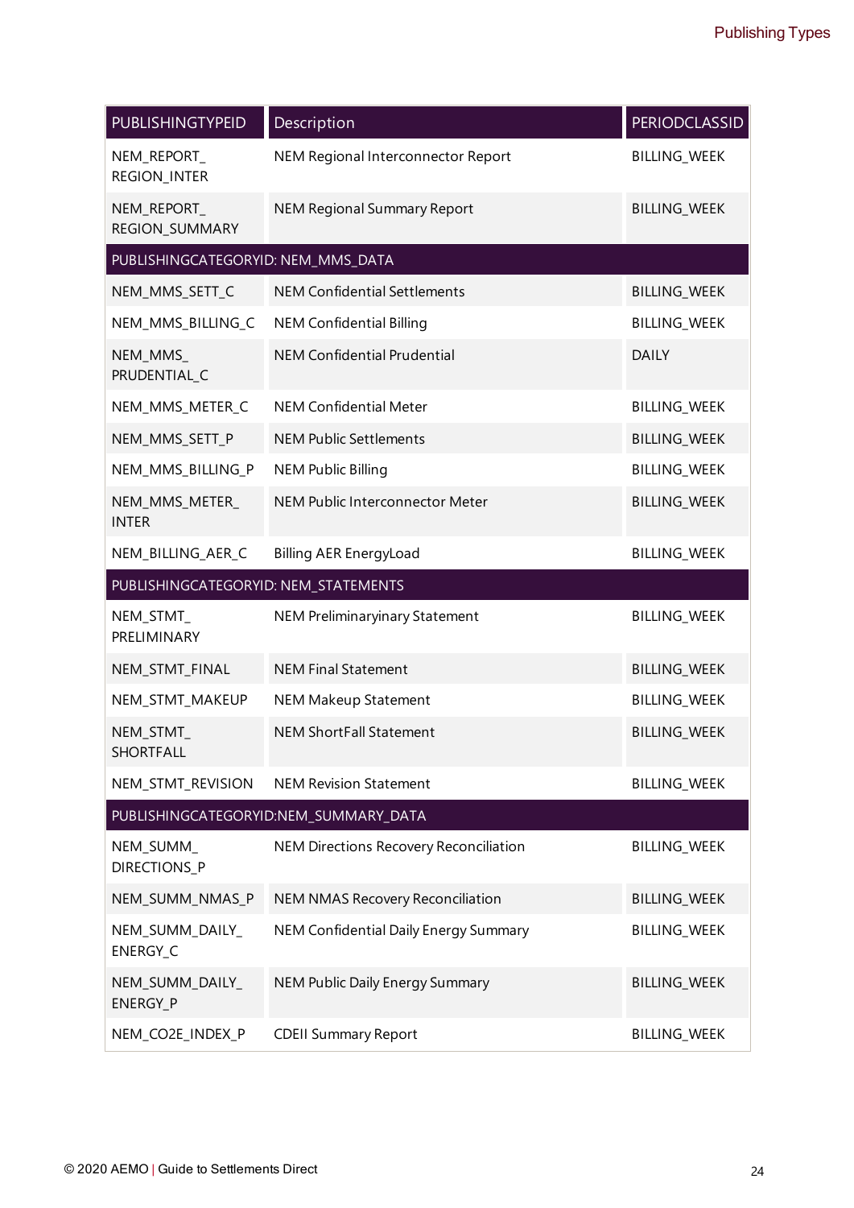| PUBLISHINGTYPEID | Description | PERIODCLASSID |
|---|---|---|
| NEM_REPORT_REGION_INTER | NEM Regional Interconnector Report | BILLING_WEEK |
| NEM_REPORT_REGION_SUMMARY | NEM Regional Summary Report | BILLING_WEEK |
| PUBLISHINGCATEGORYID: NEM_MMS_DATA | | |
| NEM_MMS_SETT_C | NEM Confidential Settlements | BILLING_WEEK |
| NEM_MMS_BILLING_C | NEM Confidential Billing | BILLING_WEEK |
| NEM_MMS_PRUDENTIAL_C | NEM Confidential Prudential | DAILY |
| NEM_MMS_METER_C | NEM Confidential Meter | BILLING_WEEK |
| NEM_MMS_SETT_P | NEM Public Settlements | BILLING_WEEK |
| NEM_MMS_BILLING_P | NEM Public Billing | BILLING_WEEK |
| NEM_MMS_METER_INTER | NEM Public Interconnector Meter | BILLING_WEEK |
| NEM_BILLING_AER_C | Billing AER EnergyLoad | BILLING_WEEK |
| PUBLISHINGCATEGORYID: NEM_STATEMENTS | | |
| NEM_STMT_PRELIMINARY | NEM Preliminaryinary Statement | BILLING_WEEK |
| NEM_STMT_FINAL | NEM Final Statement | BILLING_WEEK |
| NEM_STMT_MAKEUP | NEM Makeup Statement | BILLING_WEEK |
| NEM_STMT_SHORTFALL | NEM ShortFall Statement | BILLING_WEEK |
| NEM_STMT_REVISION | NEM Revision Statement | BILLING_WEEK |
| PUBLISHINGCATEGORYID:NEM_SUMMARY_DATA | | |
| NEM_SUMM_DIRECTIONS_P | NEM Directions Recovery Reconciliation | BILLING_WEEK |
| NEM_SUMM_NMAS_P | NEM NMAS Recovery Reconciliation | BILLING_WEEK |
| NEM_SUMM_DAILY_ENERGY_C | NEM Confidential Daily Energy Summary | BILLING_WEEK |
| NEM_SUMM_DAILY_ENERGY_P | NEM Public Daily Energy Summary | BILLING_WEEK |
| NEM_CO2E_INDEX_P | CDEII Summary Report | BILLING_WEEK |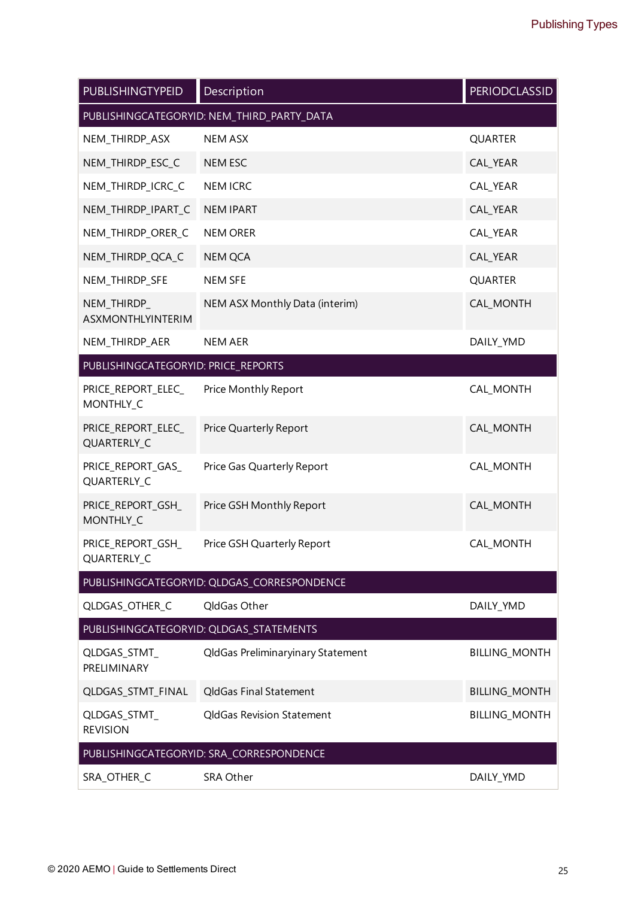| PUBLISHINGTYPEID | Description | PERIODCLASSID |
|---|---|---|
| PUBLISHINGCATEGORYID: NEM_THIRD_PARTY_DATA | | |
| NEM_THIRDP_ASX | NEM ASX | QUARTER |
| NEM_THIRDP_ESC_C | NEM ESC | CAL_YEAR |
| NEM_THIRDP_ICRC_C | NEM ICRC | CAL_YEAR |
| NEM_THIRDP_IPART_C | NEM IPART | CAL_YEAR |
| NEM_THIRDP_ORER_C | NEM ORER | CAL_YEAR |
| NEM_THIRDP_QCA_C | NEM QCA | CAL_YEAR |
| NEM_THIRDP_SFE | NEM SFE | QUARTER |
| NEM_THIRDP_ASXMONTHLYINTERIM | NEM ASX Monthly Data (interim) | CAL_MONTH |
| NEM_THIRDP_AER | NEM AER | DAILY_YMD |
| PUBLISHINGCATEGORYID: PRICE_REPORTS | | |
| PRICE_REPORT_ELEC_MONTHLY_C | Price Monthly Report | CAL_MONTH |
| PRICE_REPORT_ELEC_QUARTERLY_C | Price Quarterly Report | CAL_MONTH |
| PRICE_REPORT_GAS_QUARTERLY_C | Price Gas Quarterly Report | CAL_MONTH |
| PRICE_REPORT_GSH_MONTHLY_C | Price GSH Monthly Report | CAL_MONTH |
| PRICE_REPORT_GSH_QUARTERLY_C | Price GSH Quarterly Report | CAL_MONTH |
| PUBLISHINGCATEGORYID: QLDGAS_CORRESPONDENCE | | |
| QLDGAS_OTHER_C | QldGas Other | DAILY_YMD |
| PUBLISHINGCATEGORYID: QLDGAS_STATEMENTS | | |
| QLDGAS_STMT_PRELIMINARY | QldGas Preliminaryinary Statement | BILLING_MONTH |
| QLDGAS_STMT_FINAL | QldGas Final Statement | BILLING_MONTH |
| QLDGAS_STMT_REVISION | QldGas Revision Statement | BILLING_MONTH |
| PUBLISHINGCATEGORYID: SRA_CORRESPONDENCE | | |
| SRA_OTHER_C | SRA Other | DAILY_YMD |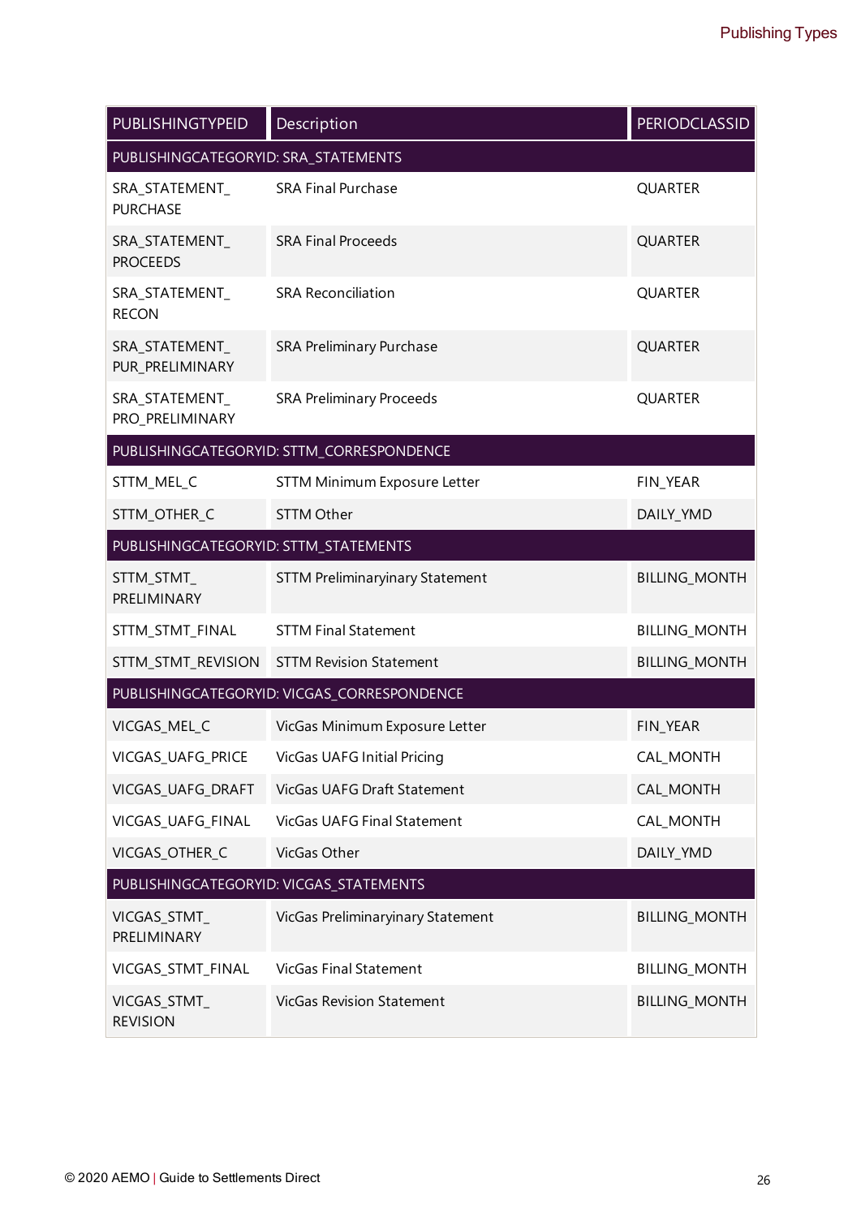| PUBLISHINGTYPEID | Description | PERIODCLASSID |
|---|---|---|
| PUBLISHINGCATEGORYID: SRA_STATEMENTS | | |
| SRA_STATEMENT_PURCHASE | SRA Final Purchase | QUARTER |
| SRA_STATEMENT_PROCEEDS | SRA Final Proceeds | QUARTER |
| SRA_STATEMENT_RECON | SRA Reconciliation | QUARTER |
| SRA_STATEMENT_PUR_PRELIMINARY | SRA Preliminary Purchase | QUARTER |
| SRA_STATEMENT_PRO_PRELIMINARY | SRA Preliminary Proceeds | QUARTER |
| PUBLISHINGCATEGORYID: STTM_CORRESPONDENCE | | |
| STTM_MEL_C | STTM Minimum Exposure Letter | FIN_YEAR |
| STTM_OTHER_C | STTM Other | DAILY_YMD |
| PUBLISHINGCATEGORYID: STTM_STATEMENTS | | |
| STTM_STMT_PRELIMINARY | STTM Preliminaryinary Statement | BILLING_MONTH |
| STTM_STMT_FINAL | STTM Final Statement | BILLING_MONTH |
| STTM_STMT_REVISION | STTM Revision Statement | BILLING_MONTH |
| PUBLISHINGCATEGORYID: VICGAS_CORRESPONDENCE | | |
| VICGAS_MEL_C | VicGas Minimum Exposure Letter | FIN_YEAR |
| VICGAS_UAFG_PRICE | VicGas UAFG Initial Pricing | CAL_MONTH |
| VICGAS_UAFG_DRAFT | VicGas UAFG Draft Statement | CAL_MONTH |
| VICGAS_UAFG_FINAL | VicGas UAFG Final Statement | CAL_MONTH |
| VICGAS_OTHER_C | VicGas Other | DAILY_YMD |
| PUBLISHINGCATEGORYID: VICGAS_STATEMENTS | | |
| VICGAS_STMT_PRELIMINARY | VicGas Preliminaryinary Statement | BILLING_MONTH |
| VICGAS_STMT_FINAL | VicGas Final Statement | BILLING_MONTH |
| VICGAS_STMT_REVISION | VicGas Revision Statement | BILLING_MONTH |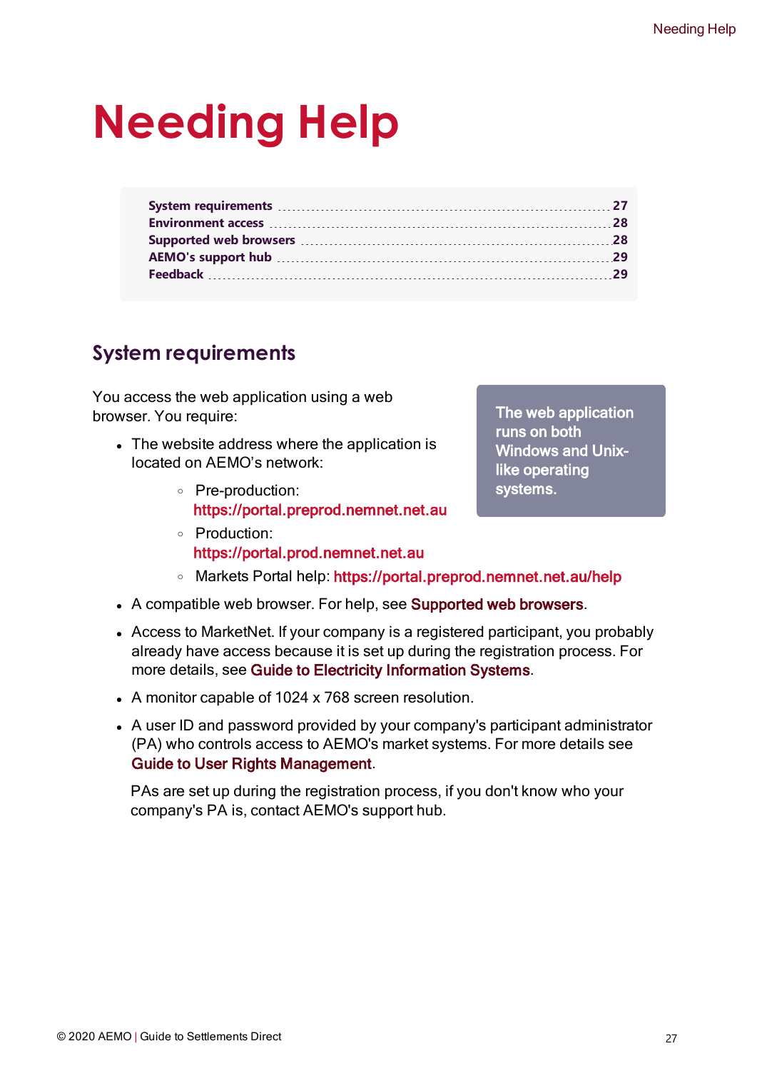# Needing Help

| | |
|---|---|
| System requirements | 27 |
| Environment access | 28 |
| Supported web browsers | 28 |
| AEMO's support hub | 29 |
| Feedback | 29 |

## System requirements

You access the web application using a web browser. You require:

> The web application runs on both Windows and Unix-like operating systems.

- The website address where the application is located on AEMO's network:
  - Pre-production: https://portal.preprod.nemnet.net.au
  - Production: https://portal.prod.nemnet.net.au
  - Markets Portal help: https://portal.preprod.nemnet.net.au/help
- A compatible web browser. For help, see Supported web browsers.
- Access to MarketNet. If your company is a registered participant, you probably already have access because it is set up during the registration process. For more details, see Guide to Electricity Information Systems.
- A monitor capable of 1024 x 768 screen resolution.
- A user ID and password provided by your company's participant administrator (PA) who controls access to AEMO's market systems. For more details see Guide to User Rights Management.

  PAs are set up during the registration process, if you don't know who your company's PA is, contact AEMO's support hub.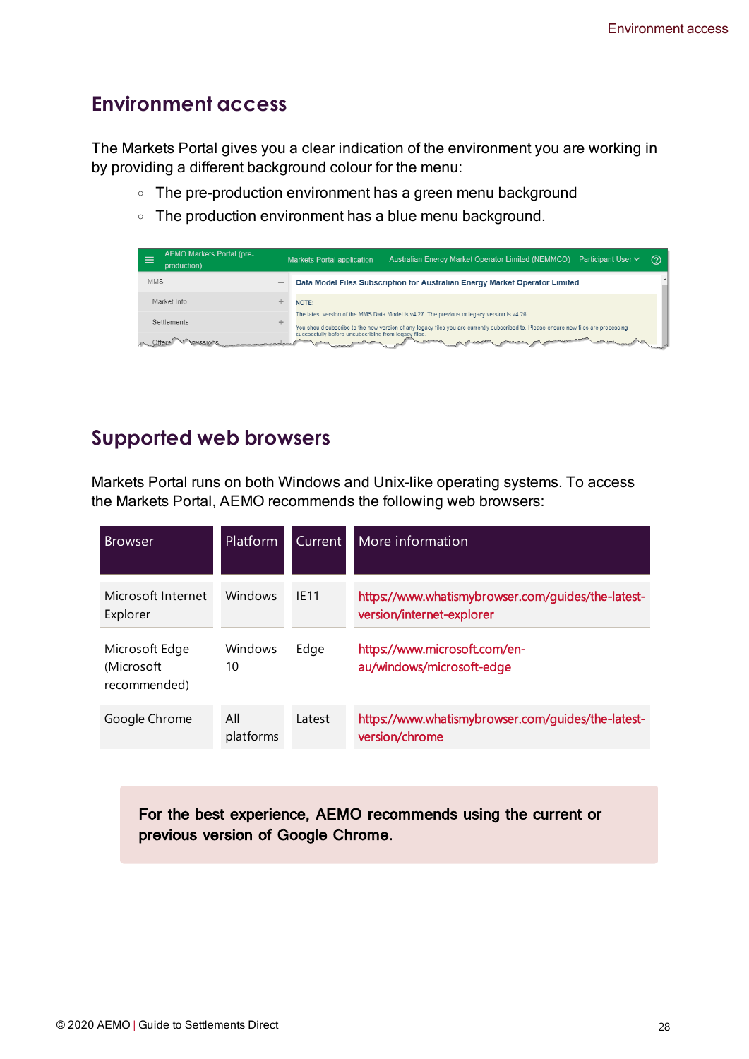## Environment access

The Markets Portal gives you a clear indication of the environment you are working in by providing a different background colour for the menu:

- The pre-production environment has a green menu background
- The production environment has a blue menu background.

## Supported web browsers

Markets Portal runs on both Windows and Unix-like operating systems. To access the Markets Portal, AEMO recommends the following web browsers:

| Browser | Platform | Current | More information |
|---|---|---|---|
| Microsoft Internet Explorer | Windows | IE11 | https://www.whatismybrowser.com/guides/the-latest-version/internet-explorer |
| Microsoft Edge (Microsoft recommended) | Windows 10 | Edge | https://www.microsoft.com/en-au/windows/microsoft-edge |
| Google Chrome | All platforms | Latest | https://www.whatismybrowser.com/guides/the-latest-version/chrome |

**For the best experience, AEMO recommends using the current or previous version of Google Chrome.**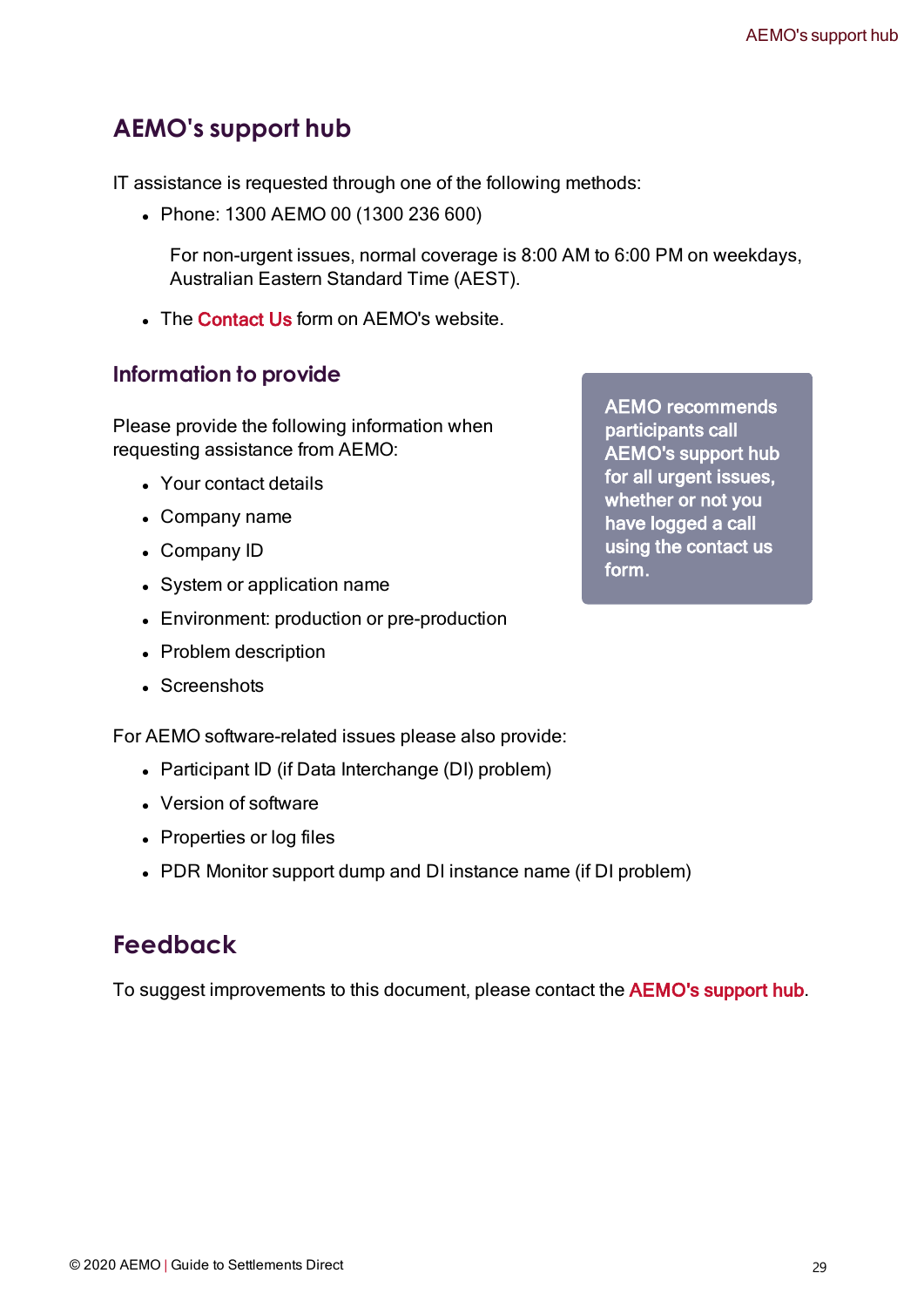## AEMO's support hub

IT assistance is requested through one of the following methods:

- Phone: 1300 AEMO 00 (1300 236 600)

  For non-urgent issues, normal coverage is 8:00 AM to 6:00 PM on weekdays, Australian Eastern Standard Time (AEST).

- The Contact Us form on AEMO's website.

### Information to provide

**AEMO recommends participants call AEMO's support hub for all urgent issues, whether or not you have logged a call using the contact us form.**

Please provide the following information when requesting assistance from AEMO:

- Your contact details
- Company name
- Company ID
- System or application name
- Environment: production or pre-production
- Problem description
- Screenshots

For AEMO software-related issues please also provide:

- Participant ID (if Data Interchange (DI) problem)
- Version of software
- Properties or log files
- PDR Monitor support dump and DI instance name (if DI problem)

## Feedback

To suggest improvements to this document, please contact the AEMO's support hub.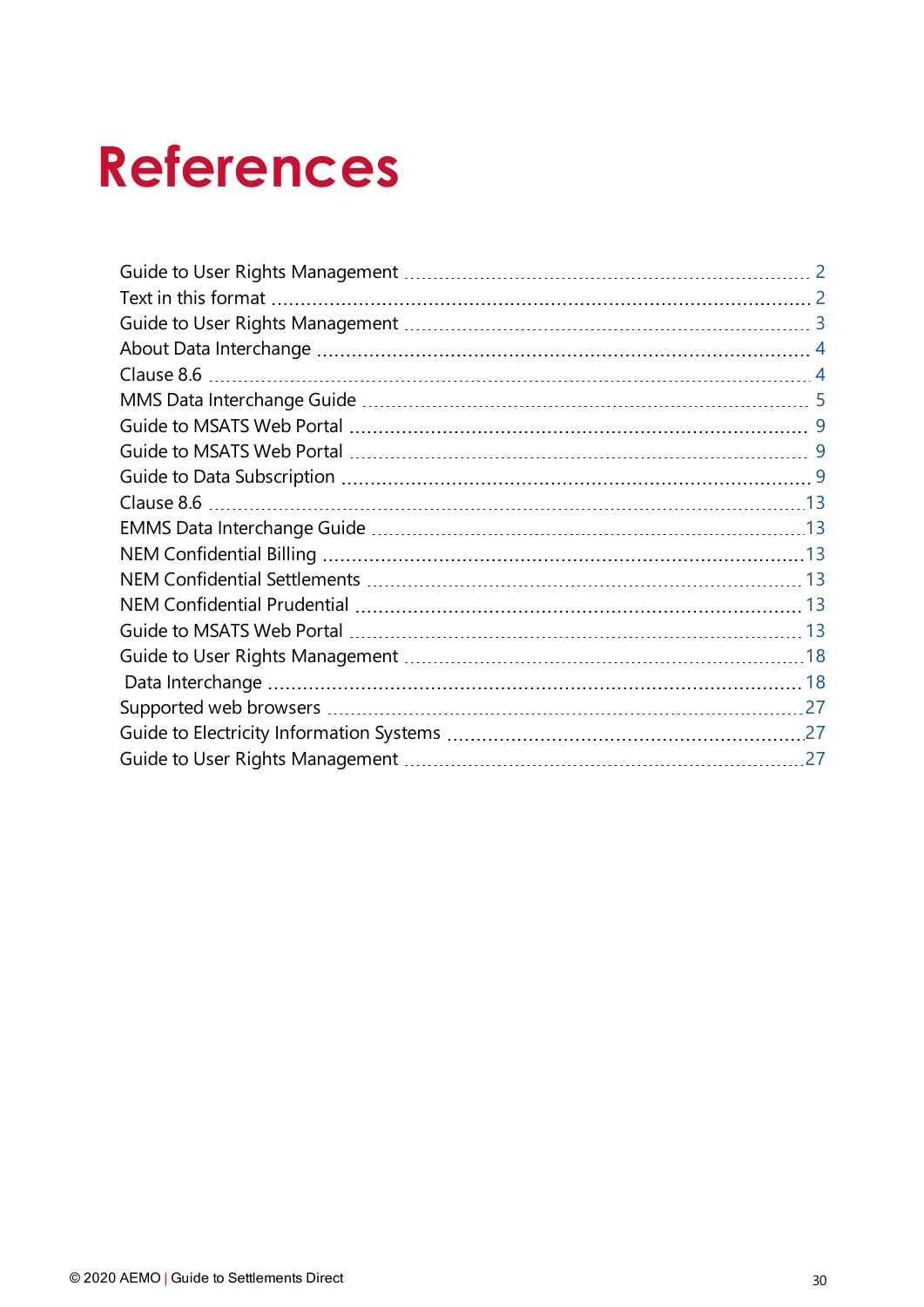# References

| Reference | Page |
| --- | --- |
| Guide to User Rights Management | 2 |
| Text in this format | 2 |
| Guide to User Rights Management | 3 |
| About Data Interchange | 4 |
| Clause 8.6 | 4 |
| MMS Data Interchange Guide | 5 |
| Guide to MSATS Web Portal | 9 |
| Guide to MSATS Web Portal | 9 |
| Guide to Data Subscription | 9 |
| Clause 8.6 | 13 |
| EMMS Data Interchange Guide | 13 |
| NEM Confidential Billing | 13 |
| NEM Confidential Settlements | 13 |
| NEM Confidential Prudential | 13 |
| Guide to MSATS Web Portal | 13 |
| Guide to User Rights Management | 18 |
| Data Interchange | 18 |
| Supported web browsers | 27 |
| Guide to Electricity Information Systems | 27 |
| Guide to User Rights Management | 27 |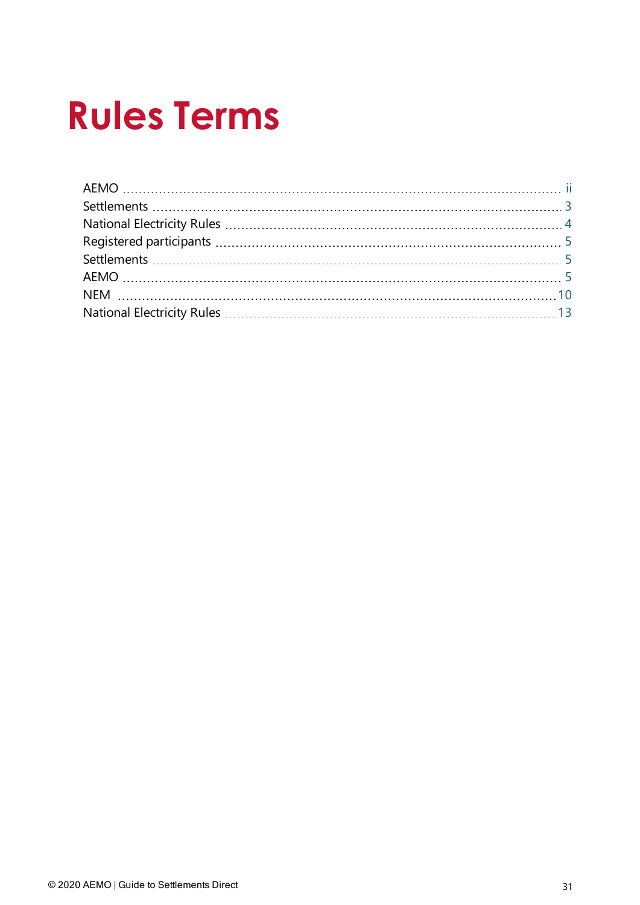# Rules Terms

| | |
|---|---|
| AEMO | ii |
| Settlements | 3 |
| National Electricity Rules | 4 |
| Registered participants | 5 |
| Settlements | 5 |
| AEMO | 5 |
| NEM | 10 |
| National Electricity Rules | 13 |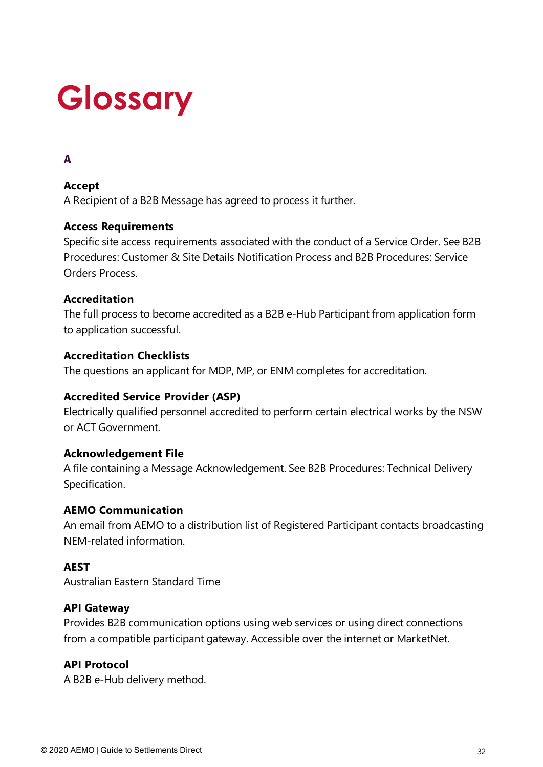# Glossary

## A

**Accept**
A Recipient of a B2B Message has agreed to process it further.

**Access Requirements**
Specific site access requirements associated with the conduct of a Service Order. See B2B Procedures: Customer & Site Details Notification Process and B2B Procedures: Service Orders Process.

**Accreditation**
The full process to become accredited as a B2B e-Hub Participant from application form to application successful.

**Accreditation Checklists**
The questions an applicant for MDP, MP, or ENM completes for accreditation.

**Accredited Service Provider (ASP)**
Electrically qualified personnel accredited to perform certain electrical works by the NSW or ACT Government.

**Acknowledgement File**
A file containing a Message Acknowledgement. See B2B Procedures: Technical Delivery Specification.

**AEMO Communication**
An email from AEMO to a distribution list of Registered Participant contacts broadcasting NEM-related information.

**AEST**
Australian Eastern Standard Time

**API Gateway**
Provides B2B communication options using web services or using direct connections from a compatible participant gateway. Accessible over the internet or MarketNet.

**API Protocol**
A B2B e-Hub delivery method.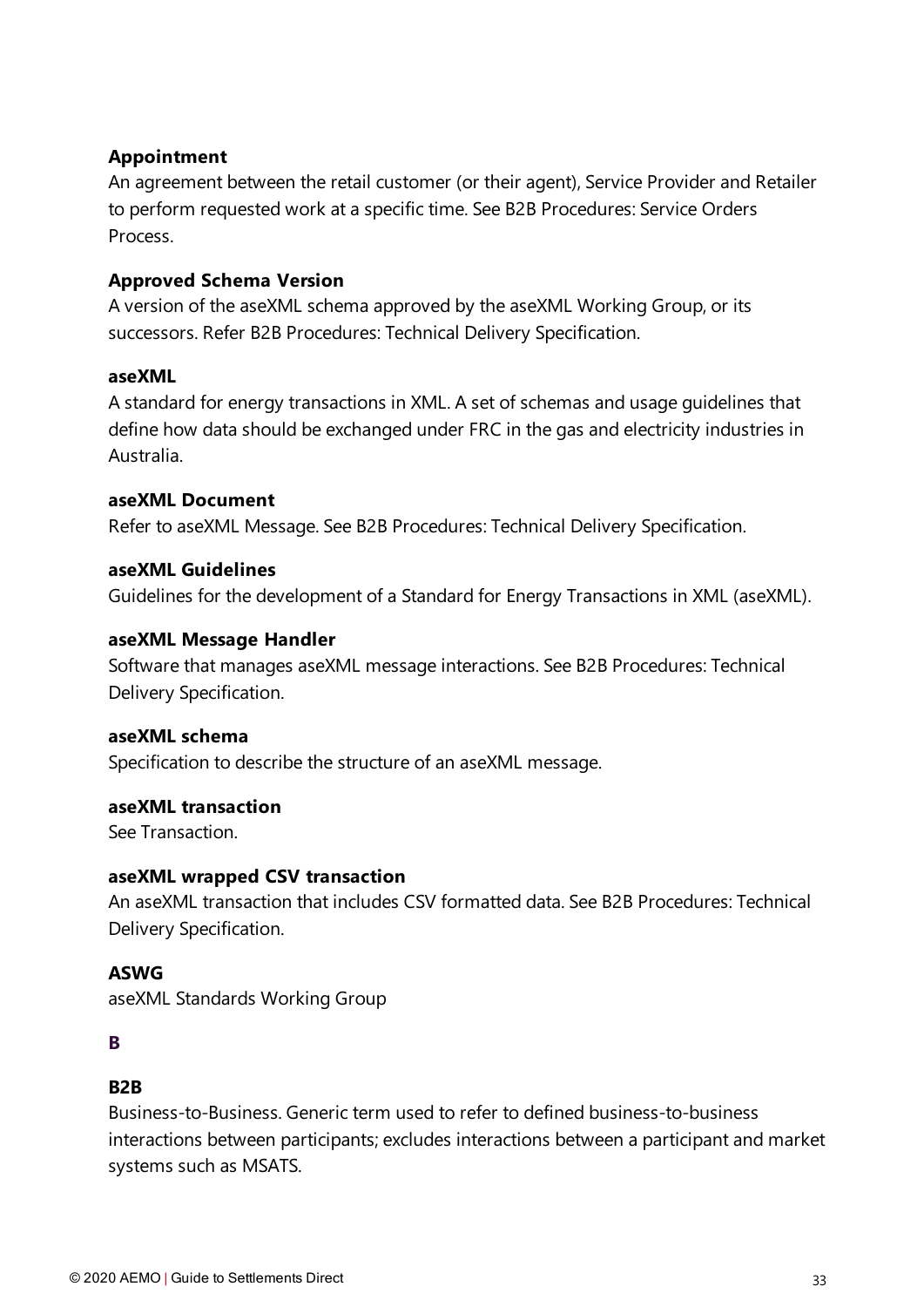**Appointment**
An agreement between the retail customer (or their agent), Service Provider and Retailer to perform requested work at a specific time. See B2B Procedures: Service Orders Process.

**Approved Schema Version**
A version of the aseXML schema approved by the aseXML Working Group, or its successors. Refer B2B Procedures: Technical Delivery Specification.

**aseXML**
A standard for energy transactions in XML. A set of schemas and usage guidelines that define how data should be exchanged under FRC in the gas and electricity industries in Australia.

**aseXML Document**
Refer to aseXML Message. See B2B Procedures: Technical Delivery Specification.

**aseXML Guidelines**
Guidelines for the development of a Standard for Energy Transactions in XML (aseXML).

**aseXML Message Handler**
Software that manages aseXML message interactions. See B2B Procedures: Technical Delivery Specification.

**aseXML schema**
Specification to describe the structure of an aseXML message.

**aseXML transaction**
See Transaction.

**aseXML wrapped CSV transaction**
An aseXML transaction that includes CSV formatted data. See B2B Procedures: Technical Delivery Specification.

**ASWG**
aseXML Standards Working Group

## B

**B2B**
Business-to-Business. Generic term used to refer to defined business-to-business interactions between participants; excludes interactions between a participant and market systems such as MSATS.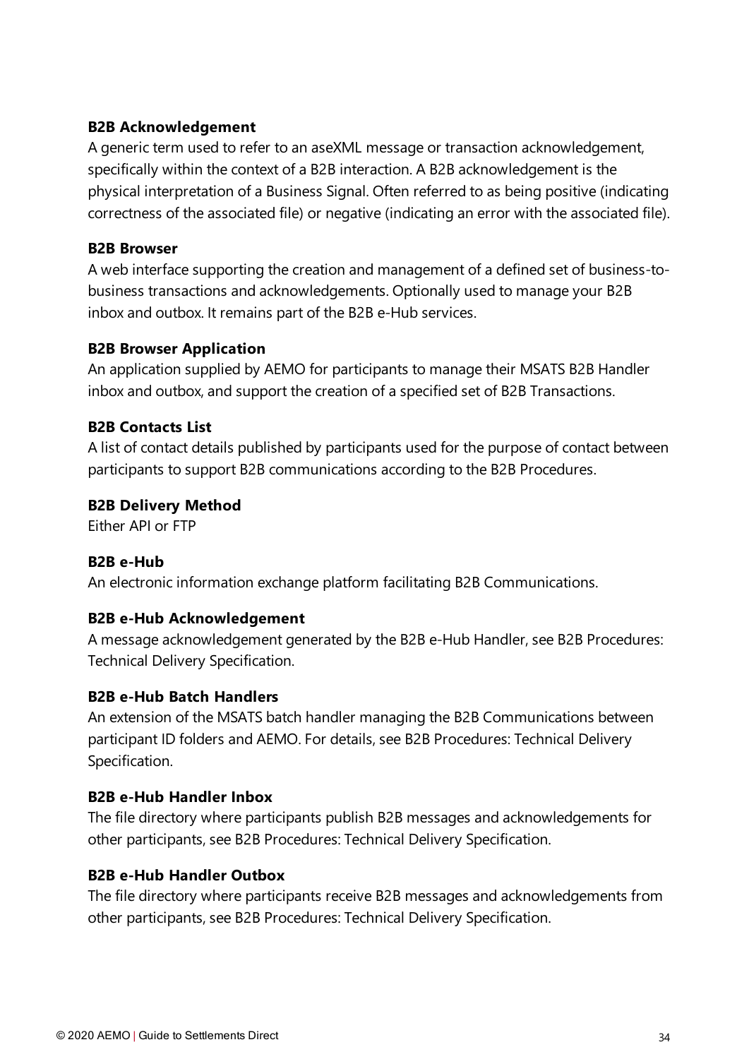**B2B Acknowledgement**
A generic term used to refer to an aseXML message or transaction acknowledgement, specifically within the context of a B2B interaction. A B2B acknowledgement is the physical interpretation of a Business Signal. Often referred to as being positive (indicating correctness of the associated file) or negative (indicating an error with the associated file).

**B2B Browser**
A web interface supporting the creation and management of a defined set of business-to-business transactions and acknowledgements. Optionally used to manage your B2B inbox and outbox. It remains part of the B2B e-Hub services.

**B2B Browser Application**
An application supplied by AEMO for participants to manage their MSATS B2B Handler inbox and outbox, and support the creation of a specified set of B2B Transactions.

**B2B Contacts List**
A list of contact details published by participants used for the purpose of contact between participants to support B2B communications according to the B2B Procedures.

**B2B Delivery Method**
Either API or FTP

**B2B e-Hub**
An electronic information exchange platform facilitating B2B Communications.

**B2B e-Hub Acknowledgement**
A message acknowledgement generated by the B2B e-Hub Handler, see B2B Procedures: Technical Delivery Specification.

**B2B e-Hub Batch Handlers**
An extension of the MSATS batch handler managing the B2B Communications between participant ID folders and AEMO. For details, see B2B Procedures: Technical Delivery Specification.

**B2B e-Hub Handler Inbox**
The file directory where participants publish B2B messages and acknowledgements for other participants, see B2B Procedures: Technical Delivery Specification.

**B2B e-Hub Handler Outbox**
The file directory where participants receive B2B messages and acknowledgements from other participants, see B2B Procedures: Technical Delivery Specification.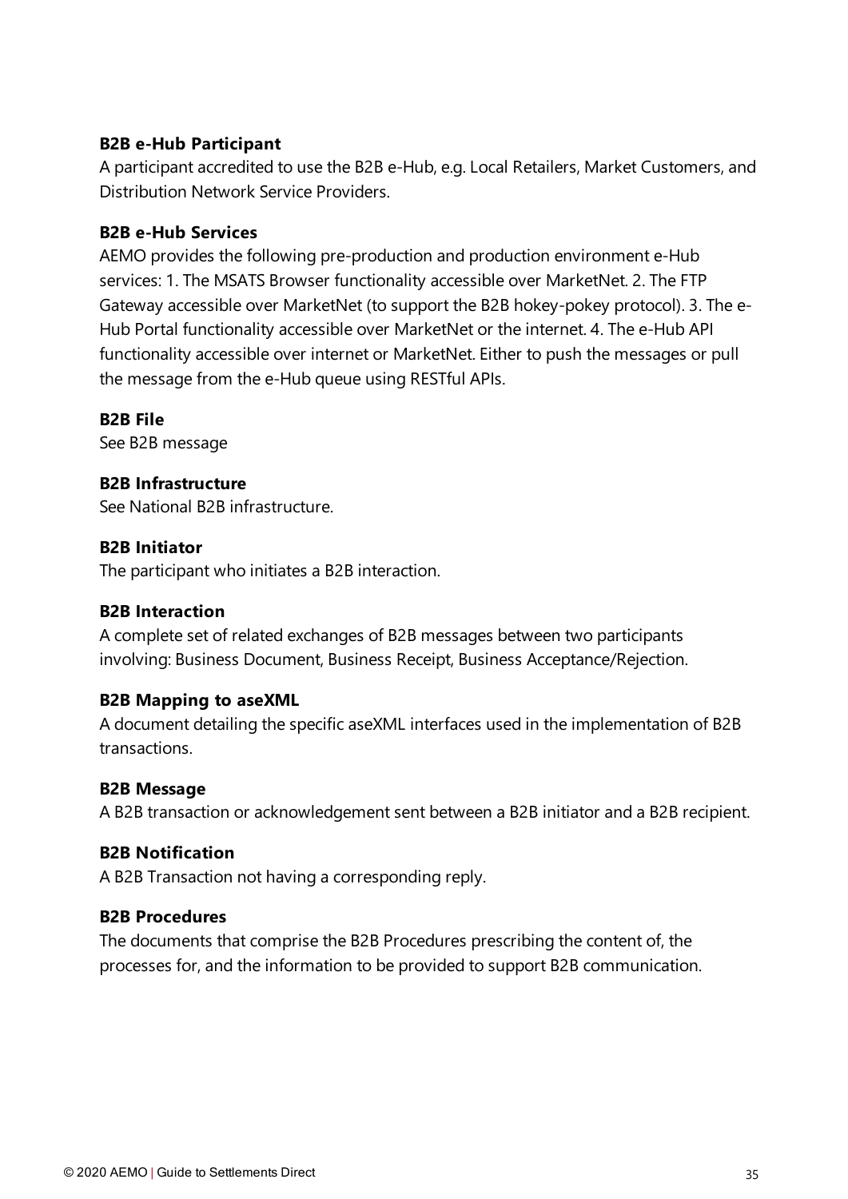**B2B e-Hub Participant**
A participant accredited to use the B2B e-Hub, e.g. Local Retailers, Market Customers, and Distribution Network Service Providers.

**B2B e-Hub Services**
AEMO provides the following pre-production and production environment e-Hub services: 1. The MSATS Browser functionality accessible over MarketNet. 2. The FTP Gateway accessible over MarketNet (to support the B2B hokey-pokey protocol). 3. The e-Hub Portal functionality accessible over MarketNet or the internet. 4. The e-Hub API functionality accessible over internet or MarketNet. Either to push the messages or pull the message from the e-Hub queue using RESTful APIs.

**B2B File**
See B2B message

**B2B Infrastructure**
See National B2B infrastructure.

**B2B Initiator**
The participant who initiates a B2B interaction.

**B2B Interaction**
A complete set of related exchanges of B2B messages between two participants involving: Business Document, Business Receipt, Business Acceptance/Rejection.

**B2B Mapping to aseXML**
A document detailing the specific aseXML interfaces used in the implementation of B2B transactions.

**B2B Message**
A B2B transaction or acknowledgement sent between a B2B initiator and a B2B recipient.

**B2B Notification**
A B2B Transaction not having a corresponding reply.

**B2B Procedures**
The documents that comprise the B2B Procedures prescribing the content of, the processes for, and the information to be provided to support B2B communication.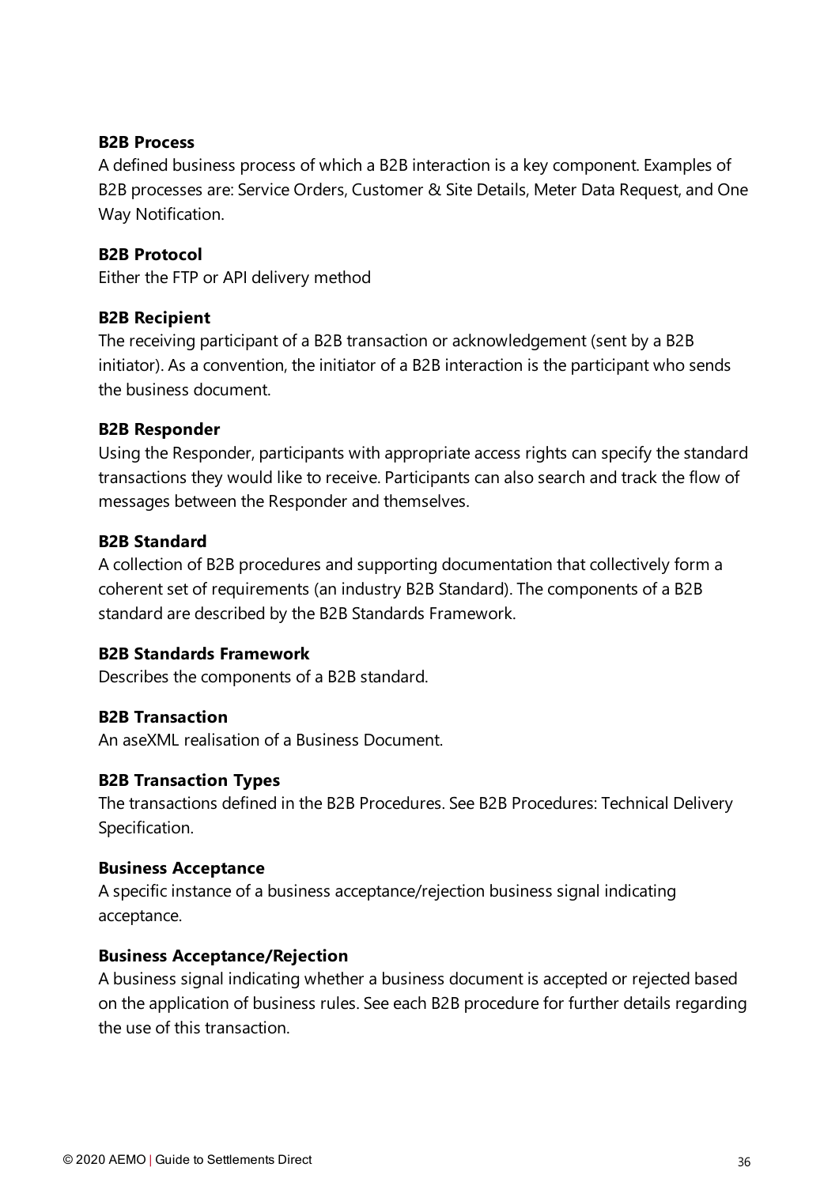**B2B Process**
A defined business process of which a B2B interaction is a key component. Examples of B2B processes are: Service Orders, Customer & Site Details, Meter Data Request, and One Way Notification.

**B2B Protocol**
Either the FTP or API delivery method

**B2B Recipient**
The receiving participant of a B2B transaction or acknowledgement (sent by a B2B initiator). As a convention, the initiator of a B2B interaction is the participant who sends the business document.

**B2B Responder**
Using the Responder, participants with appropriate access rights can specify the standard transactions they would like to receive. Participants can also search and track the flow of messages between the Responder and themselves.

**B2B Standard**
A collection of B2B procedures and supporting documentation that collectively form a coherent set of requirements (an industry B2B Standard). The components of a B2B standard are described by the B2B Standards Framework.

**B2B Standards Framework**
Describes the components of a B2B standard.

**B2B Transaction**
An aseXML realisation of a Business Document.

**B2B Transaction Types**
The transactions defined in the B2B Procedures. See B2B Procedures: Technical Delivery Specification.

**Business Acceptance**
A specific instance of a business acceptance/rejection business signal indicating acceptance.

**Business Acceptance/Rejection**
A business signal indicating whether a business document is accepted or rejected based on the application of business rules. See each B2B procedure for further details regarding the use of this transaction.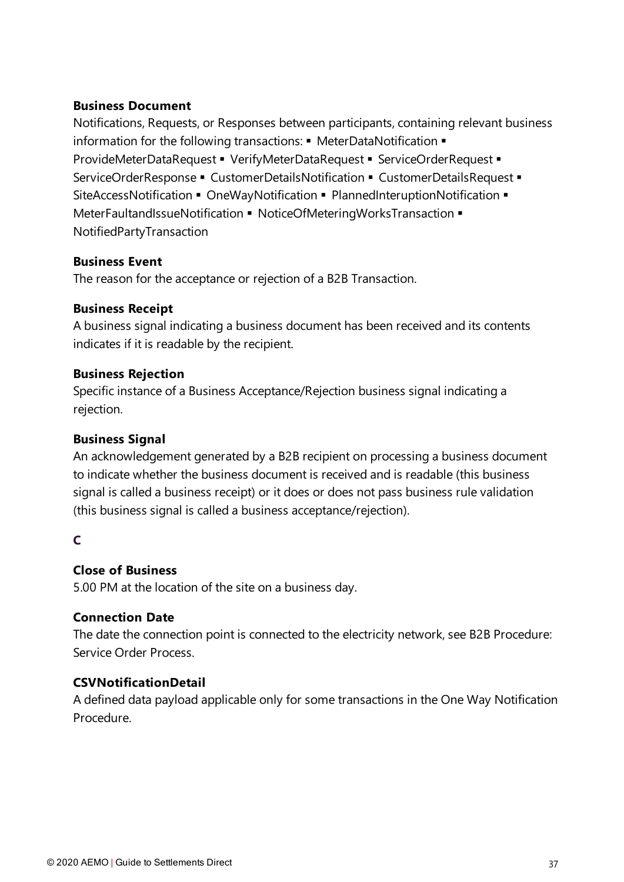**Business Document**

Notifications, Requests, or Responses between participants, containing relevant business information for the following transactions: ▪ MeterDataNotification ▪ ProvideMeterDataRequest ▪ VerifyMeterDataRequest ▪ ServiceOrderRequest ▪ ServiceOrderResponse ▪ CustomerDetailsNotification ▪ CustomerDetailsRequest ▪ SiteAccessNotification ▪ OneWayNotification ▪ PlannedInteruptionNotification ▪ MeterFaultandIssueNotification ▪ NoticeOfMeteringWorksTransaction ▪ NotifiedPartyTransaction

**Business Event**

The reason for the acceptance or rejection of a B2B Transaction.

**Business Receipt**

A business signal indicating a business document has been received and its contents indicates if it is readable by the recipient.

**Business Rejection**

Specific instance of a Business Acceptance/Rejection business signal indicating a rejection.

**Business Signal**

An acknowledgement generated by a B2B recipient on processing a business document to indicate whether the business document is received and is readable (this business signal is called a business receipt) or it does or does not pass business rule validation (this business signal is called a business acceptance/rejection).

## C

**Close of Business**

5.00 PM at the location of the site on a business day.

**Connection Date**

The date the connection point is connected to the electricity network, see B2B Procedure: Service Order Process.

**CSVNotificationDetail**

A defined data payload applicable only for some transactions in the One Way Notification Procedure.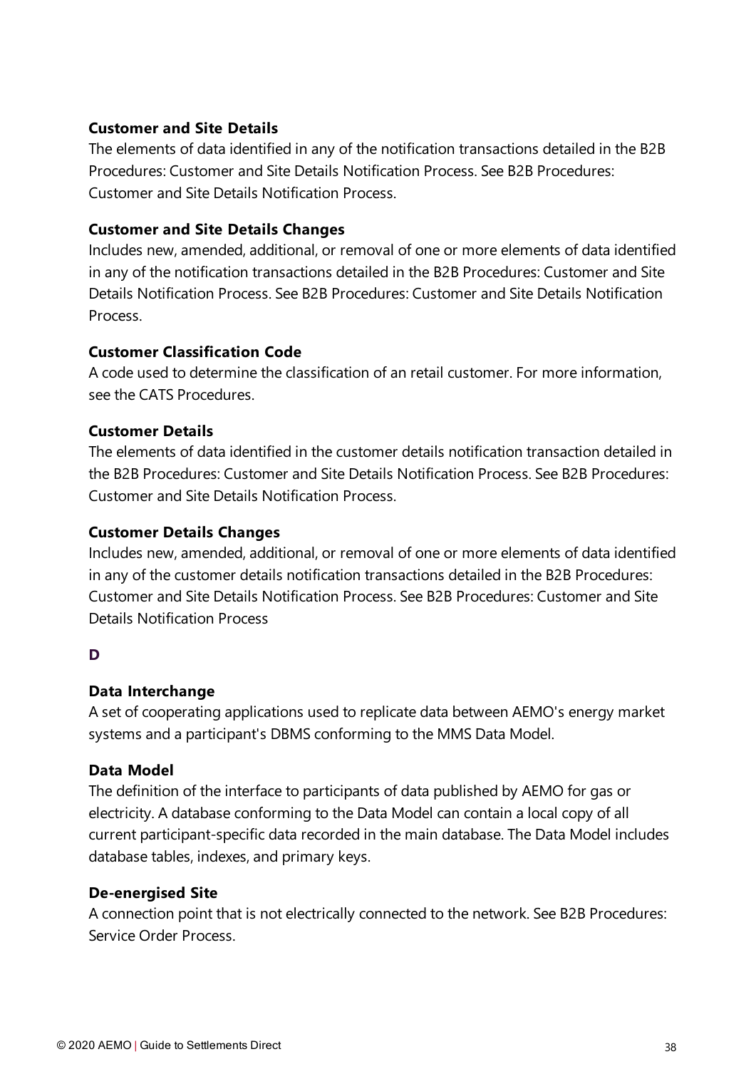### Customer and Site Details

The elements of data identified in any of the notification transactions detailed in the B2B Procedures: Customer and Site Details Notification Process. See B2B Procedures: Customer and Site Details Notification Process.

### Customer and Site Details Changes

Includes new, amended, additional, or removal of one or more elements of data identified in any of the notification transactions detailed in the B2B Procedures: Customer and Site Details Notification Process. See B2B Procedures: Customer and Site Details Notification Process.

### Customer Classification Code

A code used to determine the classification of an retail customer. For more information, see the CATS Procedures.

### Customer Details

The elements of data identified in the customer details notification transaction detailed in the B2B Procedures: Customer and Site Details Notification Process. See B2B Procedures: Customer and Site Details Notification Process.

### Customer Details Changes

Includes new, amended, additional, or removal of one or more elements of data identified in any of the customer details notification transactions detailed in the B2B Procedures: Customer and Site Details Notification Process. See B2B Procedures: Customer and Site Details Notification Process

## D

### Data Interchange

A set of cooperating applications used to replicate data between AEMO's energy market systems and a participant's DBMS conforming to the MMS Data Model.

### Data Model

The definition of the interface to participants of data published by AEMO for gas or electricity. A database conforming to the Data Model can contain a local copy of all current participant-specific data recorded in the main database. The Data Model includes database tables, indexes, and primary keys.

### De-energised Site

A connection point that is not electrically connected to the network. See B2B Procedures: Service Order Process.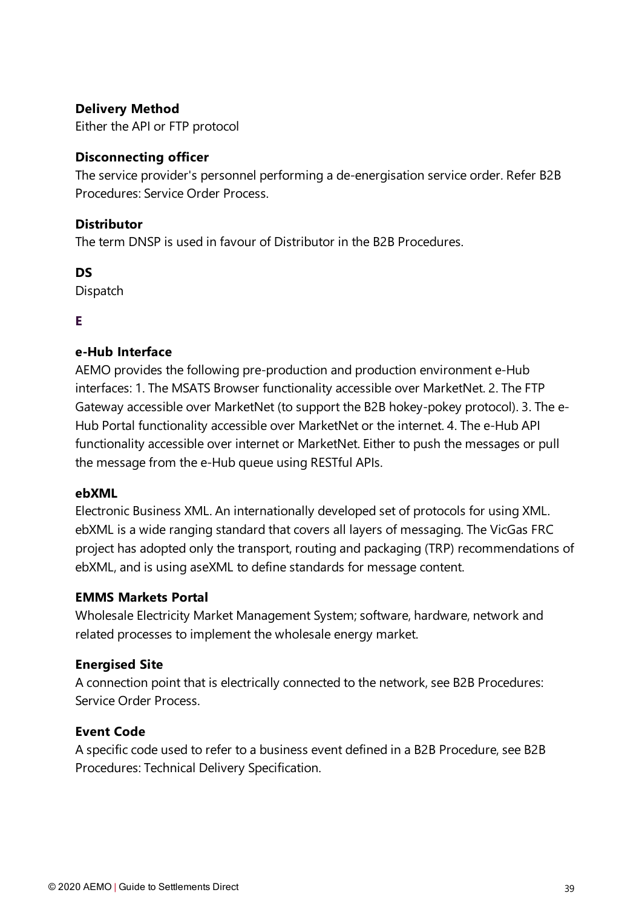**Delivery Method**
Either the API or FTP protocol

**Disconnecting officer**
The service provider's personnel performing a de-energisation service order. Refer B2B Procedures: Service Order Process.

**Distributor**
The term DNSP is used in favour of Distributor in the B2B Procedures.

**DS**
Dispatch

### E

**e-Hub Interface**
AEMO provides the following pre-production and production environment e-Hub interfaces: 1. The MSATS Browser functionality accessible over MarketNet. 2. The FTP Gateway accessible over MarketNet (to support the B2B hokey-pokey protocol). 3. The e-Hub Portal functionality accessible over MarketNet or the internet. 4. The e-Hub API functionality accessible over internet or MarketNet. Either to push the messages or pull the message from the e-Hub queue using RESTful APIs.

**ebXML**
Electronic Business XML. An internationally developed set of protocols for using XML. ebXML is a wide ranging standard that covers all layers of messaging. The VicGas FRC project has adopted only the transport, routing and packaging (TRP) recommendations of ebXML, and is using aseXML to define standards for message content.

**EMMS Markets Portal**
Wholesale Electricity Market Management System; software, hardware, network and related processes to implement the wholesale energy market.

**Energised Site**
A connection point that is electrically connected to the network, see B2B Procedures: Service Order Process.

**Event Code**
A specific code used to refer to a business event defined in a B2B Procedure, see B2B Procedures: Technical Delivery Specification.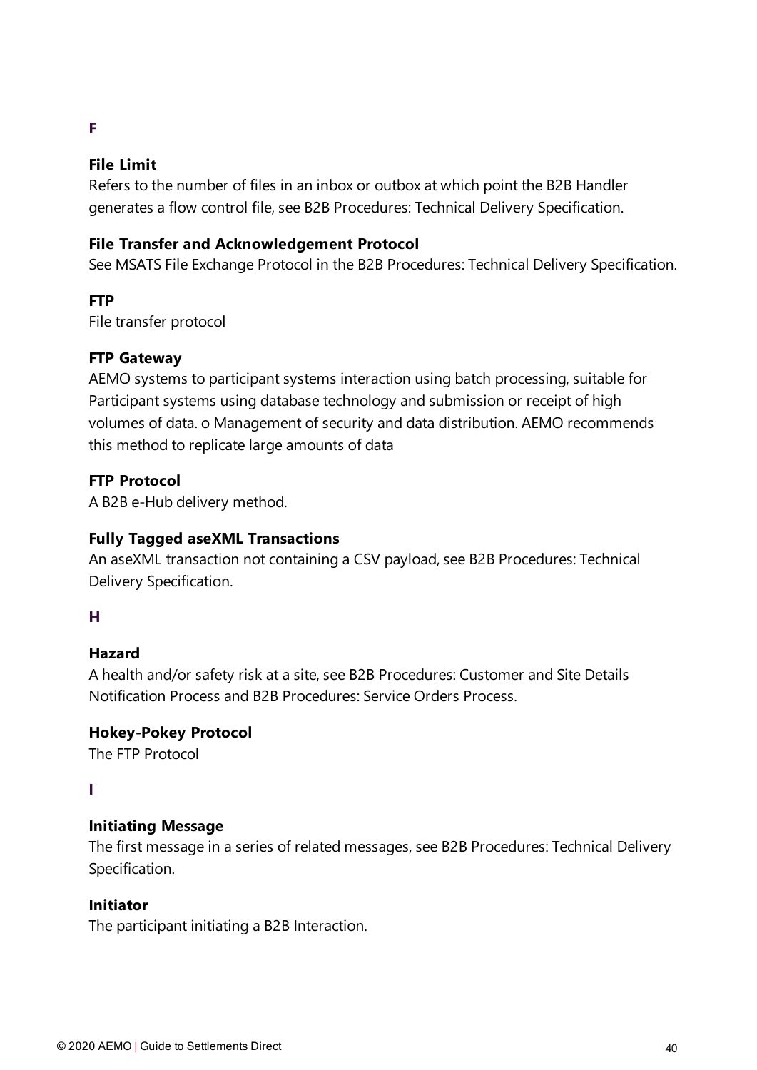# F

### File Limit

Refers to the number of files in an inbox or outbox at which point the B2B Handler generates a flow control file, see B2B Procedures: Technical Delivery Specification.

### File Transfer and Acknowledgement Protocol

See MSATS File Exchange Protocol in the B2B Procedures: Technical Delivery Specification.

### FTP

File transfer protocol

### FTP Gateway

AEMO systems to participant systems interaction using batch processing, suitable for Participant systems using database technology and submission or receipt of high volumes of data. o Management of security and data distribution. AEMO recommends this method to replicate large amounts of data

### FTP Protocol

A B2B e-Hub delivery method.

### Fully Tagged aseXML Transactions

An aseXML transaction not containing a CSV payload, see B2B Procedures: Technical Delivery Specification.

# H

### Hazard

A health and/or safety risk at a site, see B2B Procedures: Customer and Site Details Notification Process and B2B Procedures: Service Orders Process.

### Hokey-Pokey Protocol

The FTP Protocol

# I

### Initiating Message

The first message in a series of related messages, see B2B Procedures: Technical Delivery Specification.

### Initiator

The participant initiating a B2B Interaction.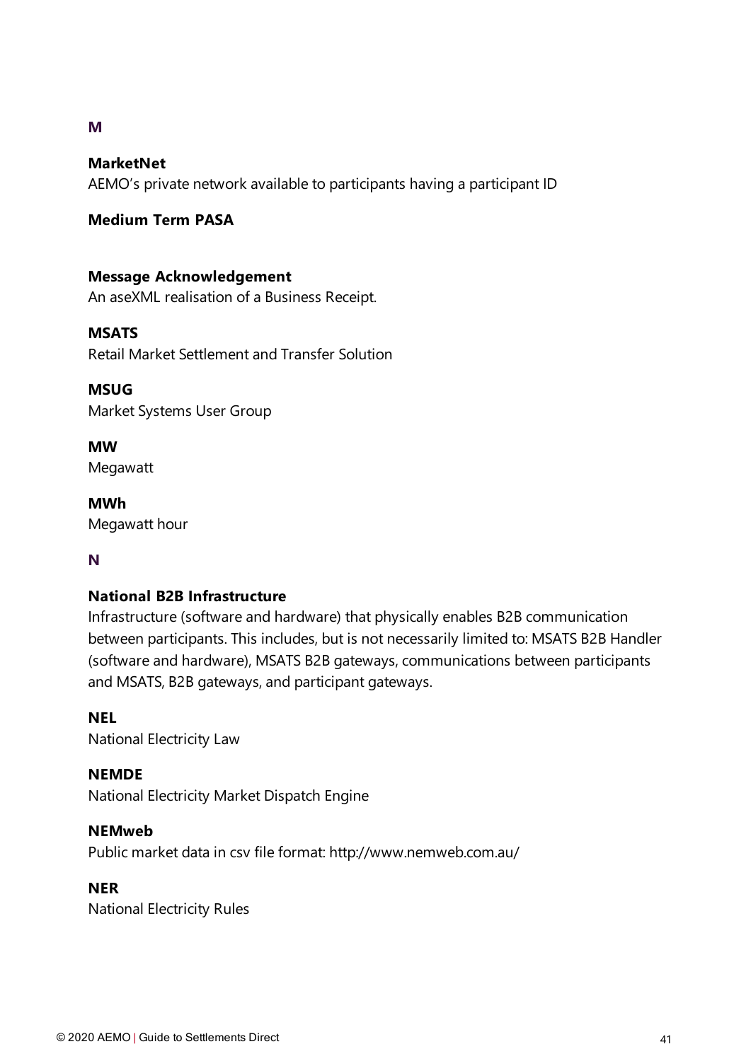## M

**MarketNet**
AEMO's private network available to participants having a participant ID

**Medium Term PASA**

**Message Acknowledgement**
An aseXML realisation of a Business Receipt.

**MSATS**
Retail Market Settlement and Transfer Solution

**MSUG**
Market Systems User Group

**MW**
Megawatt

**MWh**
Megawatt hour

## N

**National B2B Infrastructure**
Infrastructure (software and hardware) that physically enables B2B communication between participants. This includes, but is not necessarily limited to: MSATS B2B Handler (software and hardware), MSATS B2B gateways, communications between participants and MSATS, B2B gateways, and participant gateways.

**NEL**
National Electricity Law

**NEMDE**
National Electricity Market Dispatch Engine

**NEMweb**
Public market data in csv file format: http://www.nemweb.com.au/

**NER**
National Electricity Rules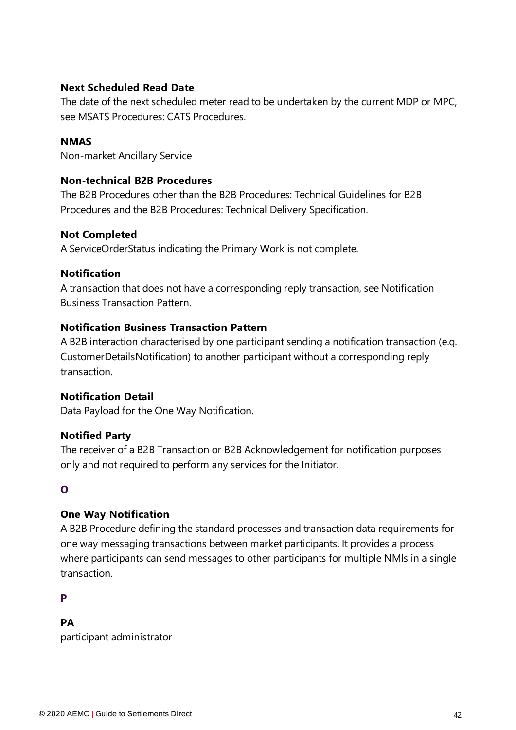**Next Scheduled Read Date**
The date of the next scheduled meter read to be undertaken by the current MDP or MPC, see MSATS Procedures: CATS Procedures.

**NMAS**
Non-market Ancillary Service

**Non-technical B2B Procedures**
The B2B Procedures other than the B2B Procedures: Technical Guidelines for B2B Procedures and the B2B Procedures: Technical Delivery Specification.

**Not Completed**
A ServiceOrderStatus indicating the Primary Work is not complete.

**Notification**
A transaction that does not have a corresponding reply transaction, see Notification Business Transaction Pattern.

**Notification Business Transaction Pattern**
A B2B interaction characterised by one participant sending a notification transaction (e.g. CustomerDetailsNotification) to another participant without a corresponding reply transaction.

**Notification Detail**
Data Payload for the One Way Notification.

**Notified Party**
The receiver of a B2B Transaction or B2B Acknowledgement for notification purposes only and not required to perform any services for the Initiator.

## O

**One Way Notification**
A B2B Procedure defining the standard processes and transaction data requirements for one way messaging transactions between market participants. It provides a process where participants can send messages to other participants for multiple NMIs in a single transaction.

## P

**PA**
participant administrator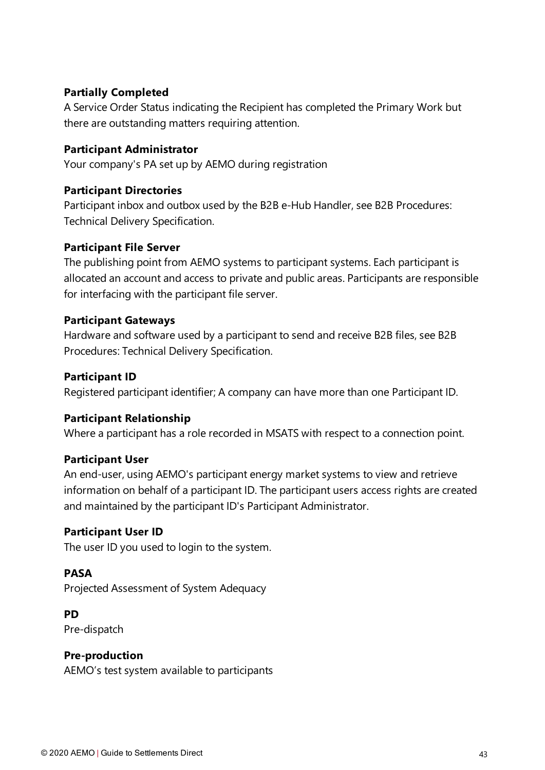**Partially Completed**
A Service Order Status indicating the Recipient has completed the Primary Work but there are outstanding matters requiring attention.

**Participant Administrator**
Your company's PA set up by AEMO during registration

**Participant Directories**
Participant inbox and outbox used by the B2B e-Hub Handler, see B2B Procedures: Technical Delivery Specification.

**Participant File Server**
The publishing point from AEMO systems to participant systems. Each participant is allocated an account and access to private and public areas. Participants are responsible for interfacing with the participant file server.

**Participant Gateways**
Hardware and software used by a participant to send and receive B2B files, see B2B Procedures: Technical Delivery Specification.

**Participant ID**
Registered participant identifier; A company can have more than one Participant ID.

**Participant Relationship**
Where a participant has a role recorded in MSATS with respect to a connection point.

**Participant User**
An end-user, using AEMO's participant energy market systems to view and retrieve information on behalf of a participant ID. The participant users access rights are created and maintained by the participant ID's Participant Administrator.

**Participant User ID**
The user ID you used to login to the system.

**PASA**
Projected Assessment of System Adequacy

**PD**
Pre-dispatch

**Pre-production**
AEMO's test system available to participants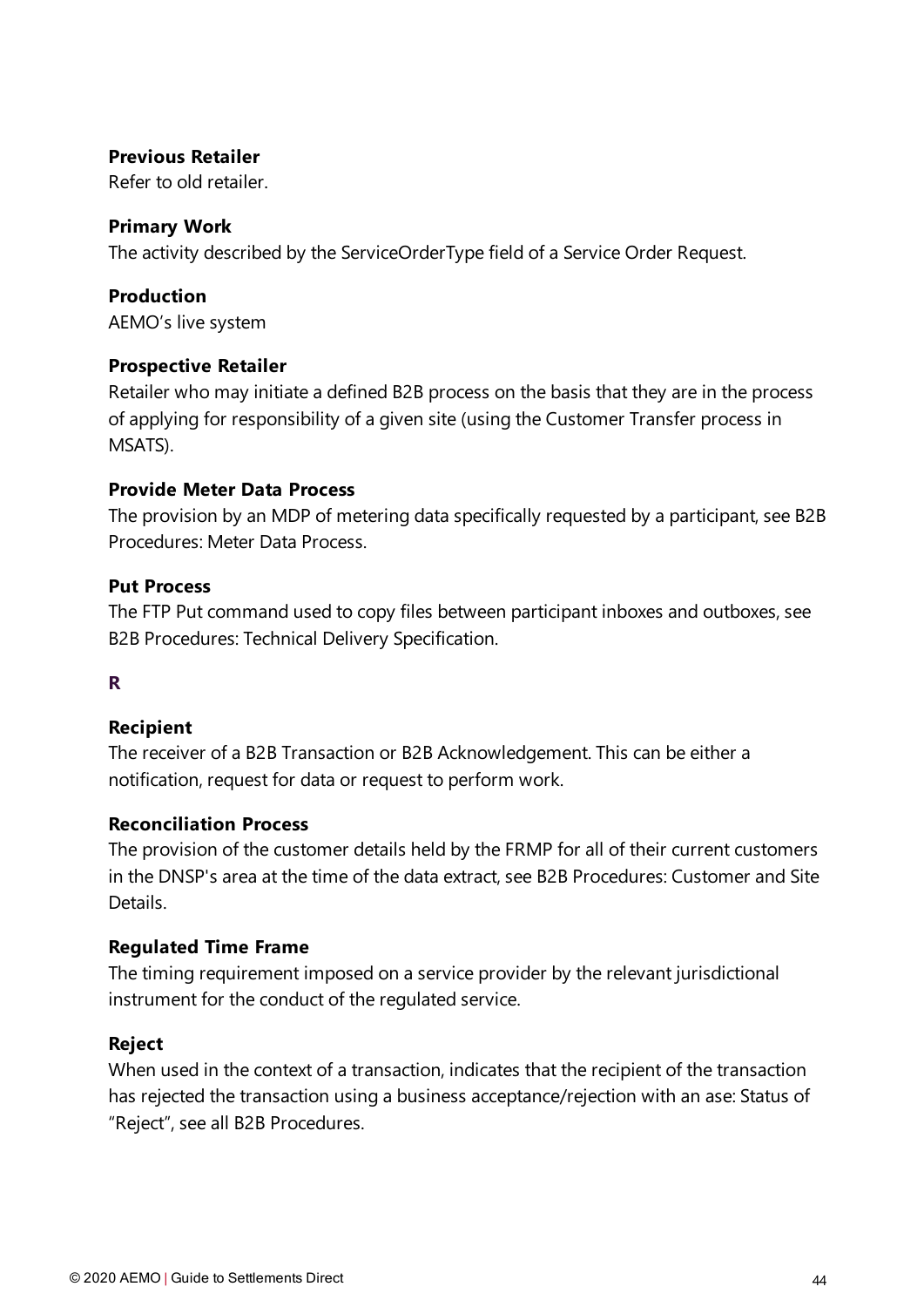**Previous Retailer**
Refer to old retailer.

**Primary Work**
The activity described by the ServiceOrderType field of a Service Order Request.

**Production**
AEMO's live system

**Prospective Retailer**
Retailer who may initiate a defined B2B process on the basis that they are in the process of applying for responsibility of a given site (using the Customer Transfer process in MSATS).

**Provide Meter Data Process**
The provision by an MDP of metering data specifically requested by a participant, see B2B Procedures: Meter Data Process.

**Put Process**
The FTP Put command used to copy files between participant inboxes and outboxes, see B2B Procedures: Technical Delivery Specification.

### R

**Recipient**
The receiver of a B2B Transaction or B2B Acknowledgement. This can be either a notification, request for data or request to perform work.

**Reconciliation Process**
The provision of the customer details held by the FRMP for all of their current customers in the DNSP's area at the time of the data extract, see B2B Procedures: Customer and Site Details.

**Regulated Time Frame**
The timing requirement imposed on a service provider by the relevant jurisdictional instrument for the conduct of the regulated service.

**Reject**
When used in the context of a transaction, indicates that the recipient of the transaction has rejected the transaction using a business acceptance/rejection with an ase: Status of "Reject", see all B2B Procedures.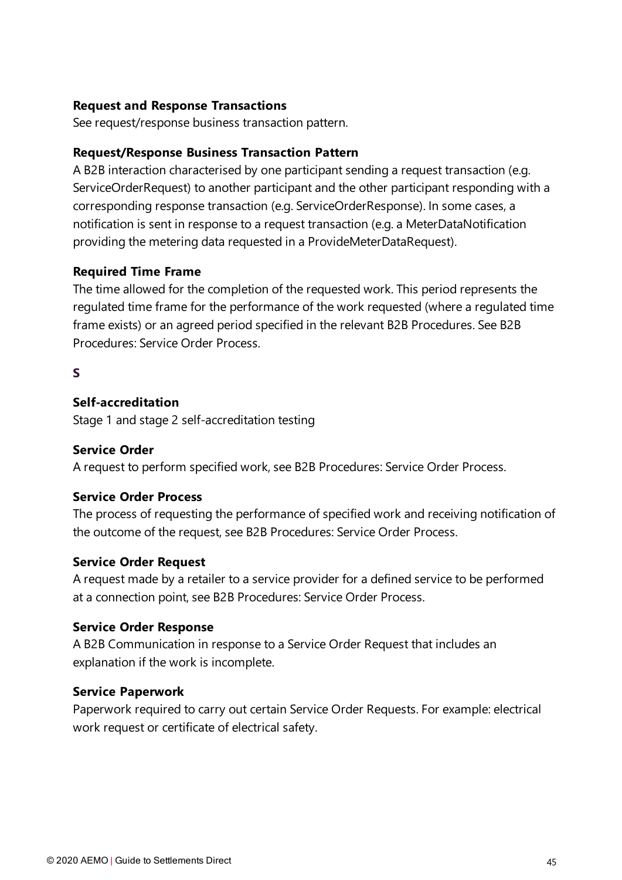**Request and Response Transactions**

See request/response business transaction pattern.

**Request/Response Business Transaction Pattern**

A B2B interaction characterised by one participant sending a request transaction (e.g. ServiceOrderRequest) to another participant and the other participant responding with a corresponding response transaction (e.g. ServiceOrderResponse). In some cases, a notification is sent in response to a request transaction (e.g. a MeterDataNotification providing the metering data requested in a ProvideMeterDataRequest).

**Required Time Frame**

The time allowed for the completion of the requested work. This period represents the regulated time frame for the performance of the work requested (where a regulated time frame exists) or an agreed period specified in the relevant B2B Procedures. See B2B Procedures: Service Order Process.

## S

**Self-accreditation**

Stage 1 and stage 2 self-accreditation testing

**Service Order**

A request to perform specified work, see B2B Procedures: Service Order Process.

**Service Order Process**

The process of requesting the performance of specified work and receiving notification of the outcome of the request, see B2B Procedures: Service Order Process.

**Service Order Request**

A request made by a retailer to a service provider for a defined service to be performed at a connection point, see B2B Procedures: Service Order Process.

**Service Order Response**

A B2B Communication in response to a Service Order Request that includes an explanation if the work is incomplete.

**Service Paperwork**

Paperwork required to carry out certain Service Order Requests. For example: electrical work request or certificate of electrical safety.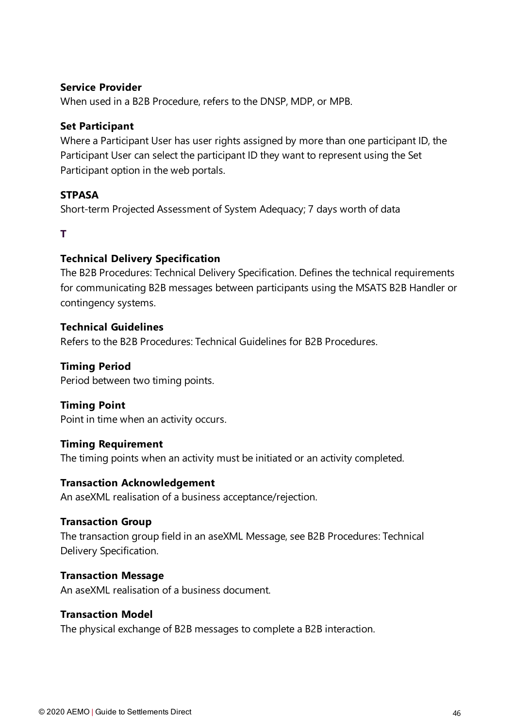**Service Provider**

When used in a B2B Procedure, refers to the DNSP, MDP, or MPB.

**Set Participant**

Where a Participant User has user rights assigned by more than one participant ID, the Participant User can select the participant ID they want to represent using the Set Participant option in the web portals.

**STPASA**

Short-term Projected Assessment of System Adequacy; 7 days worth of data

## T

**Technical Delivery Specification**

The B2B Procedures: Technical Delivery Specification. Defines the technical requirements for communicating B2B messages between participants using the MSATS B2B Handler or contingency systems.

**Technical Guidelines**

Refers to the B2B Procedures: Technical Guidelines for B2B Procedures.

**Timing Period**

Period between two timing points.

**Timing Point**

Point in time when an activity occurs.

**Timing Requirement**

The timing points when an activity must be initiated or an activity completed.

**Transaction Acknowledgement**

An aseXML realisation of a business acceptance/rejection.

**Transaction Group**

The transaction group field in an aseXML Message, see B2B Procedures: Technical Delivery Specification.

**Transaction Message**

An aseXML realisation of a business document.

**Transaction Model**

The physical exchange of B2B messages to complete a B2B interaction.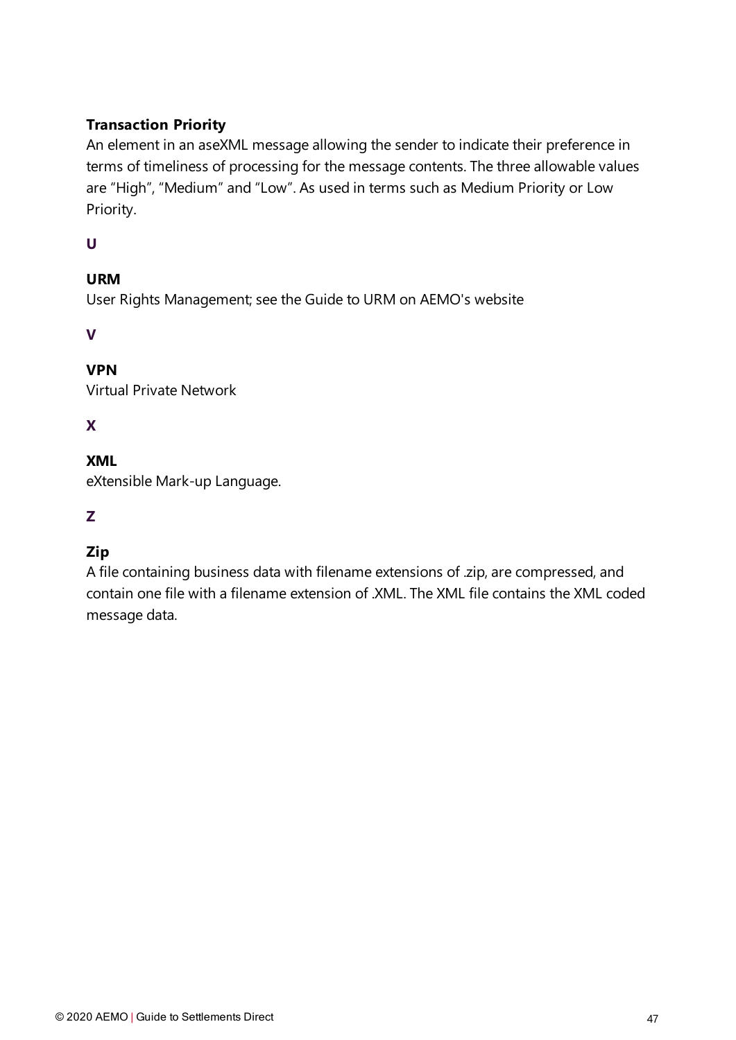**Transaction Priority**
An element in an aseXML message allowing the sender to indicate their preference in terms of timeliness of processing for the message contents. The three allowable values are “High”, “Medium” and “Low”. As used in terms such as Medium Priority or Low Priority.

### U

**URM**
User Rights Management; see the Guide to URM on AEMO's website

### V

**VPN**
Virtual Private Network

### X

**XML**
eXtensible Mark-up Language.

### Z

**Zip**
A file containing business data with filename extensions of .zip, are compressed, and contain one file with a filename extension of .XML. The XML file contains the XML coded message data.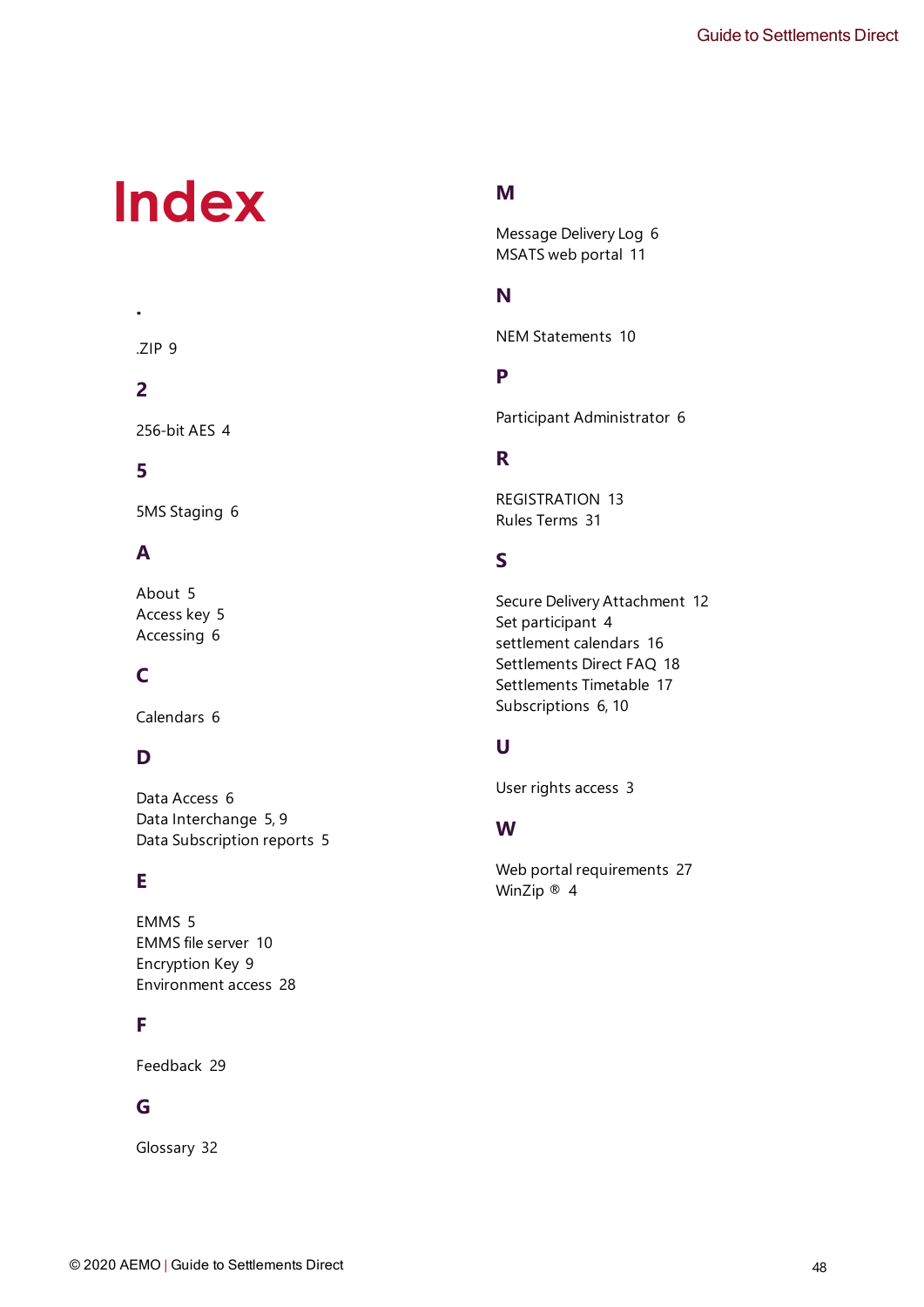# Index

## .

.ZIP 9

## 2

256-bit AES 4

## 5

5MS Staging 6

## A

About 5
Access key 5
Accessing 6

## C

Calendars 6

## D

Data Access 6
Data Interchange 5, 9
Data Subscription reports 5

## E

EMMS 5
EMMS file server 10
Encryption Key 9
Environment access 28

## F

Feedback 29

## G

Glossary 32

## M

Message Delivery Log 6
MSATS web portal 11

## N

NEM Statements 10

## P

Participant Administrator 6

## R

REGISTRATION 13
Rules Terms 31

## S

Secure Delivery Attachment 12
Set participant 4
settlement calendars 16
Settlements Direct FAQ 18
Settlements Timetable 17
Subscriptions 6, 10

## U

User rights access 3

## W

Web portal requirements 27
WinZip ® 4